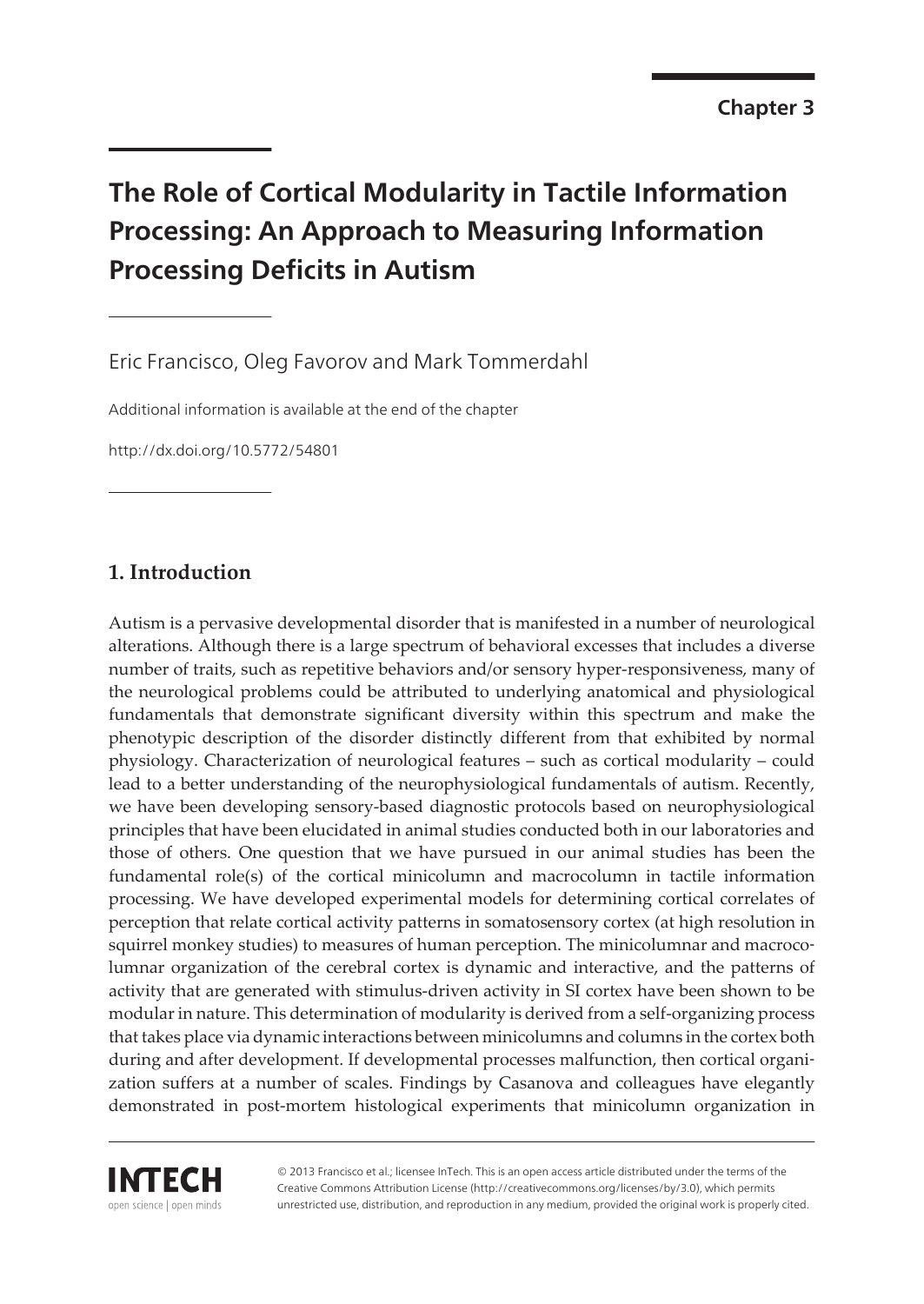Chapter 3

# The Role of Cortical Modularity in Tactile Information Processing: An Approach to Measuring Information Processing Deficits in Autism

Eric Francisco, Oleg Favorov and Mark Tommerdahl

Additional information is available at the end of the chapter

http://dx.doi.org/10.5772/54801

## 1. Introduction

Autism is a pervasive developmental disorder that is manifested in a number of neurological alterations. Although there is a large spectrum of behavioral excesses that includes a diverse number of traits, such as repetitive behaviors and/or sensory hyper-responsiveness, many of the neurological problems could be attributed to underlying anatomical and physiological fundamentals that demonstrate significant diversity within this spectrum and make the phenotypic description of the disorder distinctly different from that exhibited by normal physiology. Characterization of neurological features – such as cortical modularity – could lead to a better understanding of the neurophysiological fundamentals of autism. Recently, we have been developing sensory-based diagnostic protocols based on neurophysiological principles that have been elucidated in animal studies conducted both in our laboratories and those of others. One question that we have pursued in our animal studies has been the fundamental role(s) of the cortical minicolumn and macrocolumn in tactile information processing. We have developed experimental models for determining cortical correlates of perception that relate cortical activity patterns in somatosensory cortex (at high resolution in squirrel monkey studies) to measures of human perception. The minicolumnar and macrocolumnar organization of the cerebral cortex is dynamic and interactive, and the patterns of activity that are generated with stimulus-driven activity in SI cortex have been shown to be modular in nature. This determination of modularity is derived from a self-organizing process that takes place via dynamic interactions between minicolumns and columns in the cortex both during and after development. If developmental processes malfunction, then cortical organization suffers at a number of scales. Findings by Casanova and colleagues have elegantly demonstrated in post-mortem histological experiments that minicolumn organization in

© 2013 Francisco et al.; licensee InTech. This is an open access article distributed under the terms of the Creative Commons Attribution License (http://creativecommons.org/licenses/by/3.0), which permits unrestricted use, distribution, and reproduction in any medium, provided the original work is properly cited.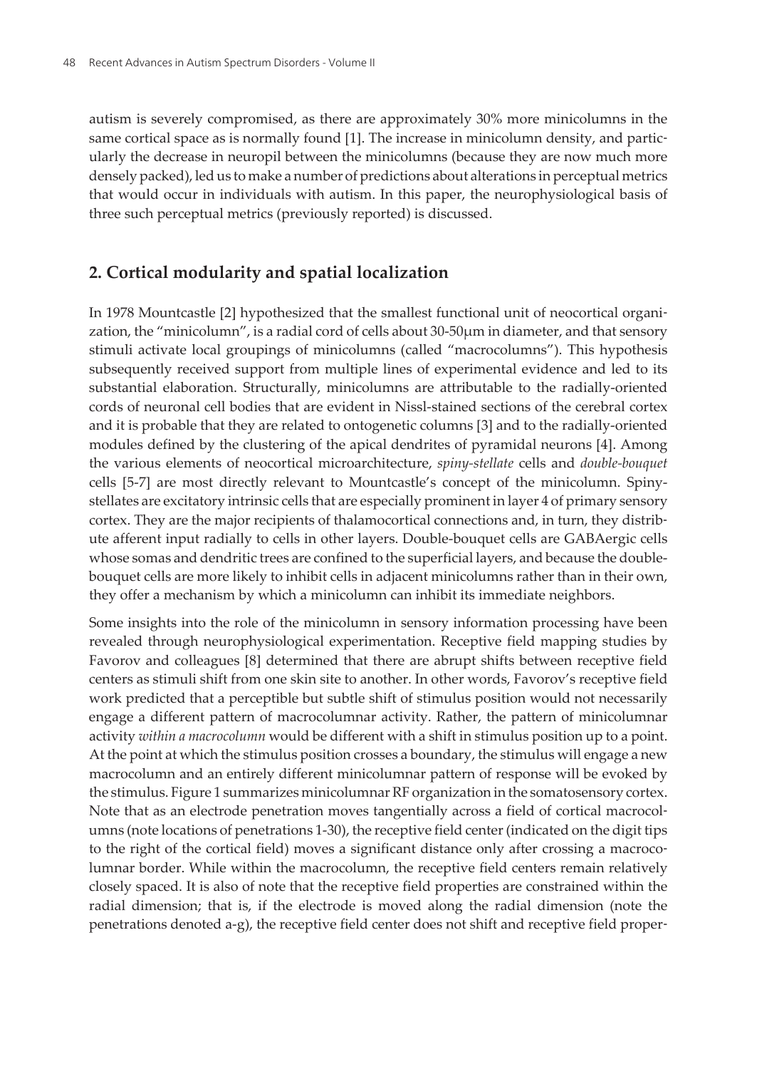autism is severely compromised, as there are approximately 30% more minicolumns in the same cortical space as is normally found [1]. The increase in minicolumn density, and particularly the decrease in neuropil between the minicolumns (because they are now much more densely packed), led us to make a number of predictions about alterations in perceptual metrics that would occur in individuals with autism. In this paper, the neurophysiological basis of three such perceptual metrics (previously reported) is discussed.

## 2. Cortical modularity and spatial localization

In 1978 Mountcastle [2] hypothesized that the smallest functional unit of neocortical organization, the "minicolumn", is a radial cord of cells about 30-50μm in diameter, and that sensory stimuli activate local groupings of minicolumns (called "macrocolumns"). This hypothesis subsequently received support from multiple lines of experimental evidence and led to its substantial elaboration. Structurally, minicolumns are attributable to the radially-oriented cords of neuronal cell bodies that are evident in Nissl-stained sections of the cerebral cortex and it is probable that they are related to ontogenetic columns [3] and to the radially-oriented modules defined by the clustering of the apical dendrites of pyramidal neurons [4]. Among the various elements of neocortical microarchitecture, *spiny-stellate* cells and *double-bouquet* cells [5-7] are most directly relevant to Mountcastle's concept of the minicolumn. Spiny-stellates are excitatory intrinsic cells that are especially prominent in layer 4 of primary sensory cortex. They are the major recipients of thalamocortical connections and, in turn, they distribute afferent input radially to cells in other layers. Double-bouquet cells are GABAergic cells whose somas and dendritic trees are confined to the superficial layers, and because the double-bouquet cells are more likely to inhibit cells in adjacent minicolumns rather than in their own, they offer a mechanism by which a minicolumn can inhibit its immediate neighbors.

Some insights into the role of the minicolumn in sensory information processing have been revealed through neurophysiological experimentation. Receptive field mapping studies by Favorov and colleagues [8] determined that there are abrupt shifts between receptive field centers as stimuli shift from one skin site to another. In other words, Favorov's receptive field work predicted that a perceptible but subtle shift of stimulus position would not necessarily engage a different pattern of macrocolumnar activity. Rather, the pattern of minicolumnar activity *within a macrocolumn* would be different with a shift in stimulus position up to a point. At the point at which the stimulus position crosses a boundary, the stimulus will engage a new macrocolumn and an entirely different minicolumnar pattern of response will be evoked by the stimulus. Figure 1 summarizes minicolumnar RF organization in the somatosensory cortex. Note that as an electrode penetration moves tangentially across a field of cortical macrocolumns (note locations of penetrations 1-30), the receptive field center (indicated on the digit tips to the right of the cortical field) moves a significant distance only after crossing a macrocolumnar border. While within the macrocolumn, the receptive field centers remain relatively closely spaced. It is also of note that the receptive field properties are constrained within the radial dimension; that is, if the electrode is moved along the radial dimension (note the penetrations denoted a-g), the receptive field center does not shift and receptive field proper-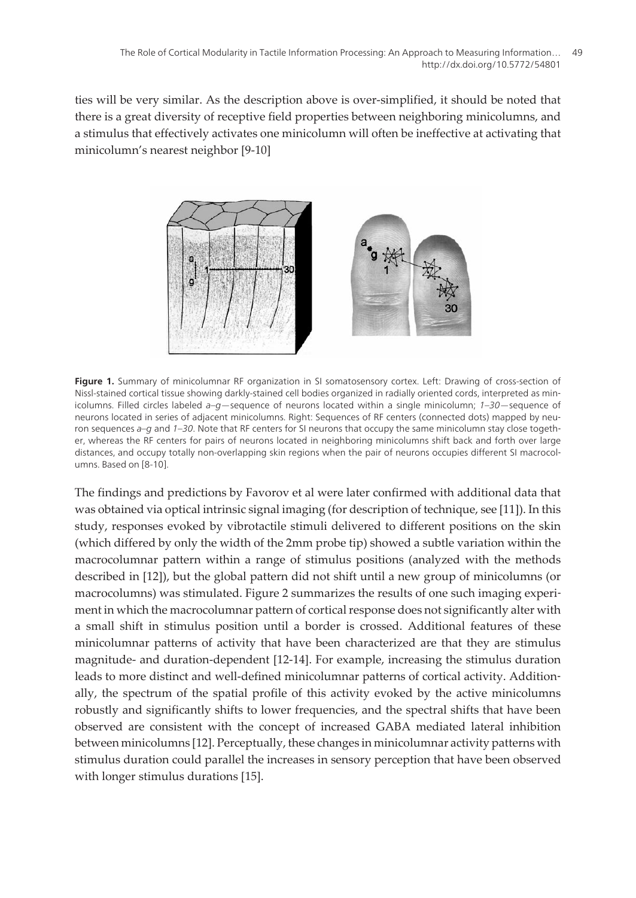ties will be very similar. As the description above is over-simplified, it should be noted that there is a great diversity of receptive field properties between neighboring minicolumns, and a stimulus that effectively activates one minicolumn will often be ineffective at activating that minicolumn's nearest neighbor [9-10]

**Figure 1.** Summary of minicolumnar RF organization in SI somatosensory cortex. Left: Drawing of cross-section of Nissl-stained cortical tissue showing darkly-stained cell bodies organized in radially oriented cords, interpreted as minicolumns. Filled circles labeled *a–g*—sequence of neurons located within a single minicolumn; *1–30*—sequence of neurons located in series of adjacent minicolumns. Right: Sequences of RF centers (connected dots) mapped by neuron sequences *a–g* and *1–30*. Note that RF centers for SI neurons that occupy the same minicolumn stay close together, whereas the RF centers for pairs of neurons located in neighboring minicolumns shift back and forth over large distances, and occupy totally non-overlapping skin regions when the pair of neurons occupies different SI macrocolumns. Based on [8-10].

The findings and predictions by Favorov et al were later confirmed with additional data that was obtained via optical intrinsic signal imaging (for description of technique, see [11]). In this study, responses evoked by vibrotactile stimuli delivered to different positions on the skin (which differed by only the width of the 2mm probe tip) showed a subtle variation within the macrocolumnar pattern within a range of stimulus positions (analyzed with the methods described in [12]), but the global pattern did not shift until a new group of minicolumns (or macrocolumns) was stimulated. Figure 2 summarizes the results of one such imaging experiment in which the macrocolumnar pattern of cortical response does not significantly alter with a small shift in stimulus position until a border is crossed. Additional features of these minicolumnar patterns of activity that have been characterized are that they are stimulus magnitude- and duration-dependent [12-14]. For example, increasing the stimulus duration leads to more distinct and well-defined minicolumnar patterns of cortical activity. Additionally, the spectrum of the spatial profile of this activity evoked by the active minicolumns robustly and significantly shifts to lower frequencies, and the spectral shifts that have been observed are consistent with the concept of increased GABA mediated lateral inhibition between minicolumns [12]. Perceptually, these changes in minicolumnar activity patterns with stimulus duration could parallel the increases in sensory perception that have been observed with longer stimulus durations [15].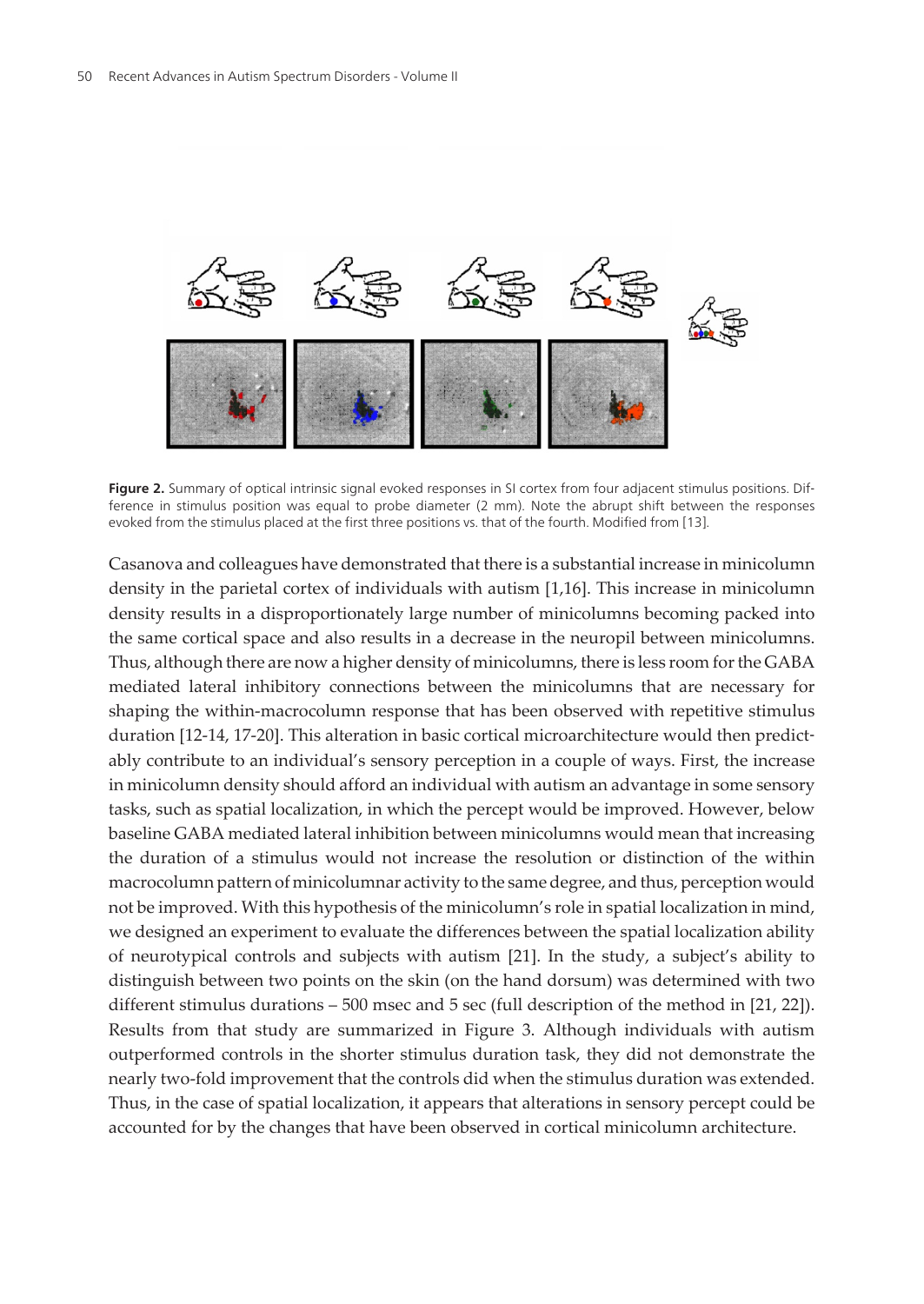**Figure 2.** Summary of optical intrinsic signal evoked responses in SI cortex from four adjacent stimulus positions. Difference in stimulus position was equal to probe diameter (2 mm). Note the abrupt shift between the responses evoked from the stimulus placed at the first three positions vs. that of the fourth. Modified from [13].

Casanova and colleagues have demonstrated that there is a substantial increase in minicolumn density in the parietal cortex of individuals with autism [1,16]. This increase in minicolumn density results in a disproportionately large number of minicolumns becoming packed into the same cortical space and also results in a decrease in the neuropil between minicolumns. Thus, although there are now a higher density of minicolumns, there is less room for the GABA mediated lateral inhibitory connections between the minicolumns that are necessary for shaping the within-macrocolumn response that has been observed with repetitive stimulus duration [12-14, 17-20]. This alteration in basic cortical microarchitecture would then predictably contribute to an individual's sensory perception in a couple of ways. First, the increase in minicolumn density should afford an individual with autism an advantage in some sensory tasks, such as spatial localization, in which the percept would be improved. However, below baseline GABA mediated lateral inhibition between minicolumns would mean that increasing the duration of a stimulus would not increase the resolution or distinction of the within macrocolumn pattern of minicolumnar activity to the same degree, and thus, perception would not be improved. With this hypothesis of the minicolumn's role in spatial localization in mind, we designed an experiment to evaluate the differences between the spatial localization ability of neurotypical controls and subjects with autism [21]. In the study, a subject's ability to distinguish between two points on the skin (on the hand dorsum) was determined with two different stimulus durations – 500 msec and 5 sec (full description of the method in [21, 22]). Results from that study are summarized in Figure 3. Although individuals with autism outperformed controls in the shorter stimulus duration task, they did not demonstrate the nearly two-fold improvement that the controls did when the stimulus duration was extended. Thus, in the case of spatial localization, it appears that alterations in sensory percept could be accounted for by the changes that have been observed in cortical minicolumn architecture.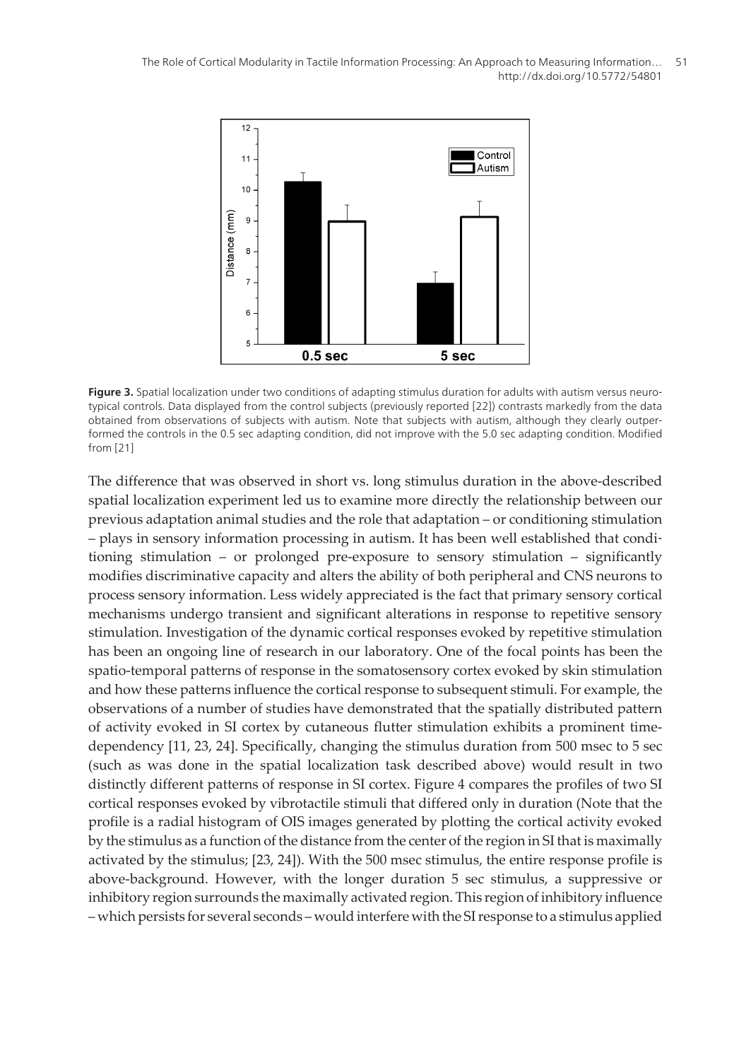**Figure 3.** Spatial localization under two conditions of adapting stimulus duration for adults with autism versus neurotypical controls. Data displayed from the control subjects (previously reported [22]) contrasts markedly from the data obtained from observations of subjects with autism. Note that subjects with autism, although they clearly outperformed the controls in the 0.5 sec adapting condition, did not improve with the 5.0 sec adapting condition. Modified from [21]

The difference that was observed in short vs. long stimulus duration in the above-described spatial localization experiment led us to examine more directly the relationship between our previous adaptation animal studies and the role that adaptation – or conditioning stimulation – plays in sensory information processing in autism. It has been well established that conditioning stimulation – or prolonged pre-exposure to sensory stimulation – significantly modifies discriminative capacity and alters the ability of both peripheral and CNS neurons to process sensory information. Less widely appreciated is the fact that primary sensory cortical mechanisms undergo transient and significant alterations in response to repetitive sensory stimulation. Investigation of the dynamic cortical responses evoked by repetitive stimulation has been an ongoing line of research in our laboratory. One of the focal points has been the spatio-temporal patterns of response in the somatosensory cortex evoked by skin stimulation and how these patterns influence the cortical response to subsequent stimuli. For example, the observations of a number of studies have demonstrated that the spatially distributed pattern of activity evoked in SI cortex by cutaneous flutter stimulation exhibits a prominent time-dependency [11, 23, 24]. Specifically, changing the stimulus duration from 500 msec to 5 sec (such as was done in the spatial localization task described above) would result in two distinctly different patterns of response in SI cortex. Figure 4 compares the profiles of two SI cortical responses evoked by vibrotactile stimuli that differed only in duration (Note that the profile is a radial histogram of OIS images generated by plotting the cortical activity evoked by the stimulus as a function of the distance from the center of the region in SI that is maximally activated by the stimulus; [23, 24]). With the 500 msec stimulus, the entire response profile is above-background. However, with the longer duration 5 sec stimulus, a suppressive or inhibitory region surrounds the maximally activated region. This region of inhibitory influence – which persists for several seconds – would interfere with the SI response to a stimulus applied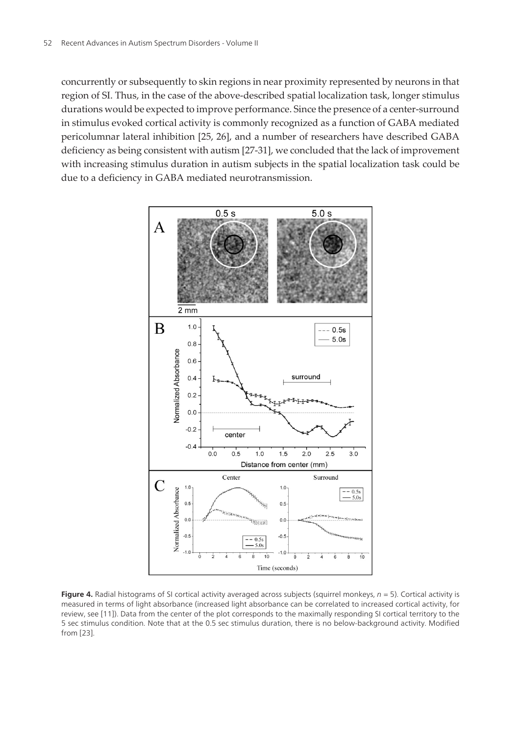concurrently or subsequently to skin regions in near proximity represented by neurons in that region of SI. Thus, in the case of the above-described spatial localization task, longer stimulus durations would be expected to improve performance. Since the presence of a center-surround in stimulus evoked cortical activity is commonly recognized as a function of GABA mediated pericolumnar lateral inhibition [25, 26], and a number of researchers have described GABA deficiency as being consistent with autism [27-31], we concluded that the lack of improvement with increasing stimulus duration in autism subjects in the spatial localization task could be due to a deficiency in GABA mediated neurotransmission.

**Figure 4.** Radial histograms of SI cortical activity averaged across subjects (squirrel monkeys, *n* = 5). Cortical activity is measured in terms of light absorbance (increased light absorbance can be correlated to increased cortical activity, for review, see [11]). Data from the center of the plot corresponds to the maximally responding SI cortical territory to the 5 sec stimulus condition. Note that at the 0.5 sec stimulus duration, there is no below-background activity. Modified from [23].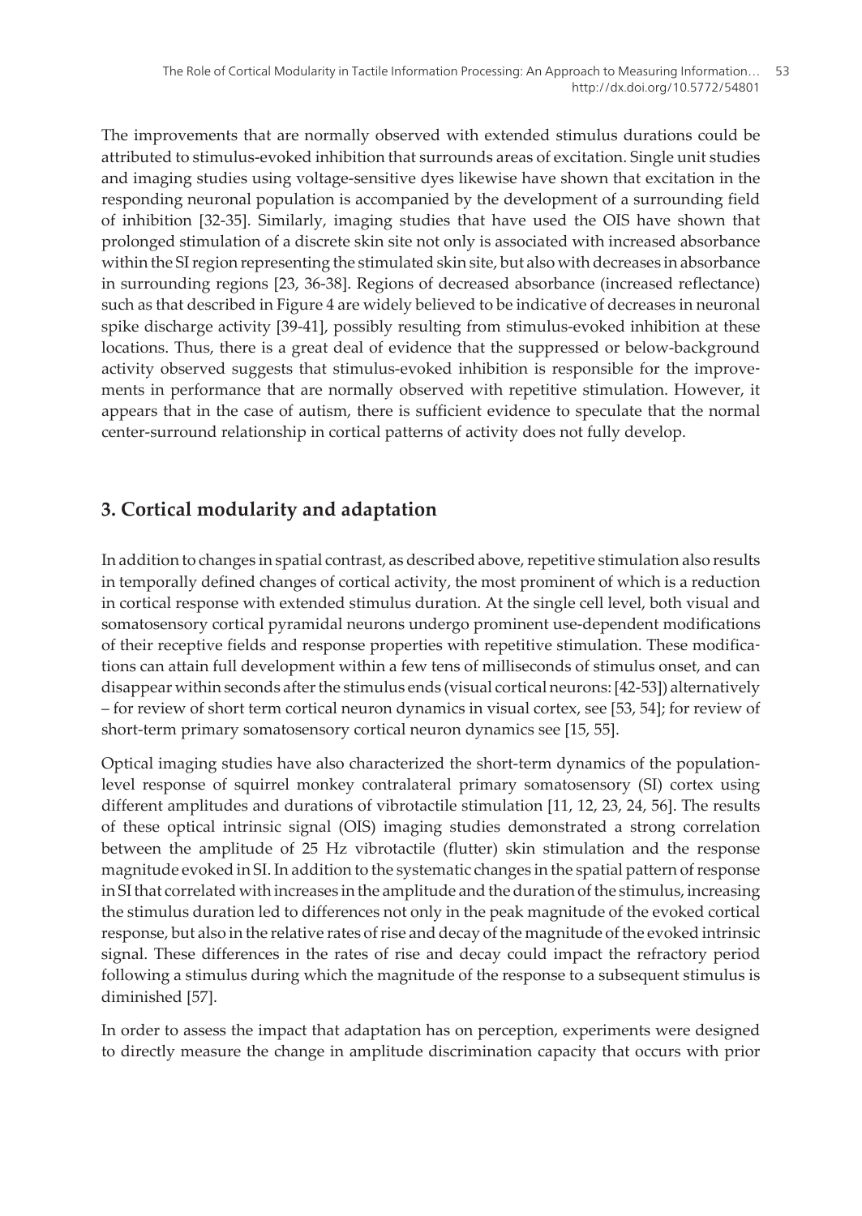The improvements that are normally observed with extended stimulus durations could be attributed to stimulus-evoked inhibition that surrounds areas of excitation. Single unit studies and imaging studies using voltage-sensitive dyes likewise have shown that excitation in the responding neuronal population is accompanied by the development of a surrounding field of inhibition [32-35]. Similarly, imaging studies that have used the OIS have shown that prolonged stimulation of a discrete skin site not only is associated with increased absorbance within the SI region representing the stimulated skin site, but also with decreases in absorbance in surrounding regions [23, 36-38]. Regions of decreased absorbance (increased reflectance) such as that described in Figure 4 are widely believed to be indicative of decreases in neuronal spike discharge activity [39-41], possibly resulting from stimulus-evoked inhibition at these locations. Thus, there is a great deal of evidence that the suppressed or below-background activity observed suggests that stimulus-evoked inhibition is responsible for the improvements in performance that are normally observed with repetitive stimulation. However, it appears that in the case of autism, there is sufficient evidence to speculate that the normal center-surround relationship in cortical patterns of activity does not fully develop.

## 3. Cortical modularity and adaptation

In addition to changes in spatial contrast, as described above, repetitive stimulation also results in temporally defined changes of cortical activity, the most prominent of which is a reduction in cortical response with extended stimulus duration. At the single cell level, both visual and somatosensory cortical pyramidal neurons undergo prominent use-dependent modifications of their receptive fields and response properties with repetitive stimulation. These modifications can attain full development within a few tens of milliseconds of stimulus onset, and can disappear within seconds after the stimulus ends (visual cortical neurons: [42-53]) alternatively – for review of short term cortical neuron dynamics in visual cortex, see [53, 54]; for review of short-term primary somatosensory cortical neuron dynamics see [15, 55].

Optical imaging studies have also characterized the short-term dynamics of the population-level response of squirrel monkey contralateral primary somatosensory (SI) cortex using different amplitudes and durations of vibrotactile stimulation [11, 12, 23, 24, 56]. The results of these optical intrinsic signal (OIS) imaging studies demonstrated a strong correlation between the amplitude of 25 Hz vibrotactile (flutter) skin stimulation and the response magnitude evoked in SI. In addition to the systematic changes in the spatial pattern of response in SI that correlated with increases in the amplitude and the duration of the stimulus, increasing the stimulus duration led to differences not only in the peak magnitude of the evoked cortical response, but also in the relative rates of rise and decay of the magnitude of the evoked intrinsic signal. These differences in the rates of rise and decay could impact the refractory period following a stimulus during which the magnitude of the response to a subsequent stimulus is diminished [57].

In order to assess the impact that adaptation has on perception, experiments were designed to directly measure the change in amplitude discrimination capacity that occurs with prior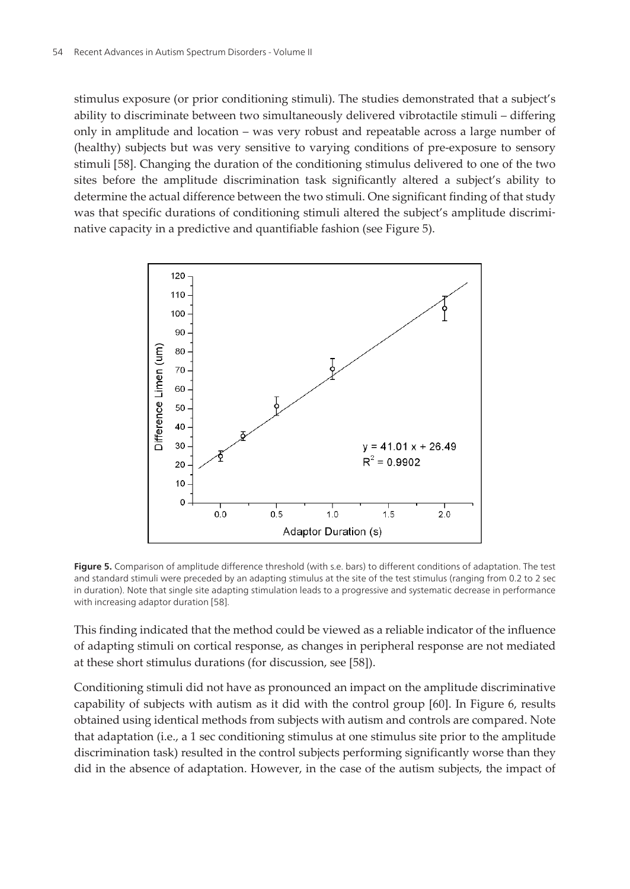stimulus exposure (or prior conditioning stimuli). The studies demonstrated that a subject's ability to discriminate between two simultaneously delivered vibrotactile stimuli – differing only in amplitude and location – was very robust and repeatable across a large number of (healthy) subjects but was very sensitive to varying conditions of pre-exposure to sensory stimuli [58]. Changing the duration of the conditioning stimulus delivered to one of the two sites before the amplitude discrimination task significantly altered a subject's ability to determine the actual difference between the two stimuli. One significant finding of that study was that specific durations of conditioning stimuli altered the subject's amplitude discriminative capacity in a predictive and quantifiable fashion (see Figure 5).

**Figure 5.** Comparison of amplitude difference threshold (with s.e. bars) to different conditions of adaptation. The test and standard stimuli were preceded by an adapting stimulus at the site of the test stimulus (ranging from 0.2 to 2 sec in duration). Note that single site adapting stimulation leads to a progressive and systematic decrease in performance with increasing adaptor duration [58].

This finding indicated that the method could be viewed as a reliable indicator of the influence of adapting stimuli on cortical response, as changes in peripheral response are not mediated at these short stimulus durations (for discussion, see [58]).

Conditioning stimuli did not have as pronounced an impact on the amplitude discriminative capability of subjects with autism as it did with the control group [60]. In Figure 6, results obtained using identical methods from subjects with autism and controls are compared. Note that adaptation (i.e., a 1 sec conditioning stimulus at one stimulus site prior to the amplitude discrimination task) resulted in the control subjects performing significantly worse than they did in the absence of adaptation. However, in the case of the autism subjects, the impact of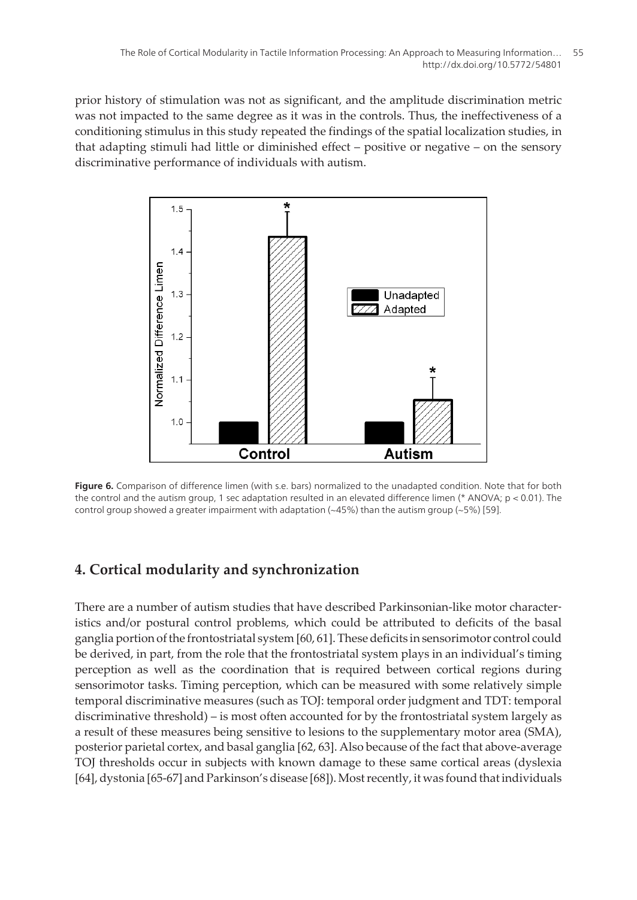prior history of stimulation was not as significant, and the amplitude discrimination metric was not impacted to the same degree as it was in the controls. Thus, the ineffectiveness of a conditioning stimulus in this study repeated the findings of the spatial localization studies, in that adapting stimuli had little or diminished effect – positive or negative – on the sensory discriminative performance of individuals with autism.

**Figure 6.** Comparison of difference limen (with s.e. bars) normalized to the unadapted condition. Note that for both the control and the autism group, 1 sec adaptation resulted in an elevated difference limen (* ANOVA; $p < 0.01$). The control group showed a greater impairment with adaptation (~45%) than the autism group (~5%) [59].

## 4. Cortical modularity and synchronization

There are a number of autism studies that have described Parkinsonian-like motor characteristics and/or postural control problems, which could be attributed to deficits of the basal ganglia portion of the frontostriatal system [60, 61]. These deficits in sensorimotor control could be derived, in part, from the role that the frontostriatal system plays in an individual's timing perception as well as the coordination that is required between cortical regions during sensorimotor tasks. Timing perception, which can be measured with some relatively simple temporal discriminative measures (such as TOJ: temporal order judgment and TDT: temporal discriminative threshold) – is most often accounted for by the frontostriatal system largely as a result of these measures being sensitive to lesions to the supplementary motor area (SMA), posterior parietal cortex, and basal ganglia [62, 63]. Also because of the fact that above-average TOJ thresholds occur in subjects with known damage to these same cortical areas (dyslexia [64], dystonia [65-67] and Parkinson's disease [68]). Most recently, it was found that individuals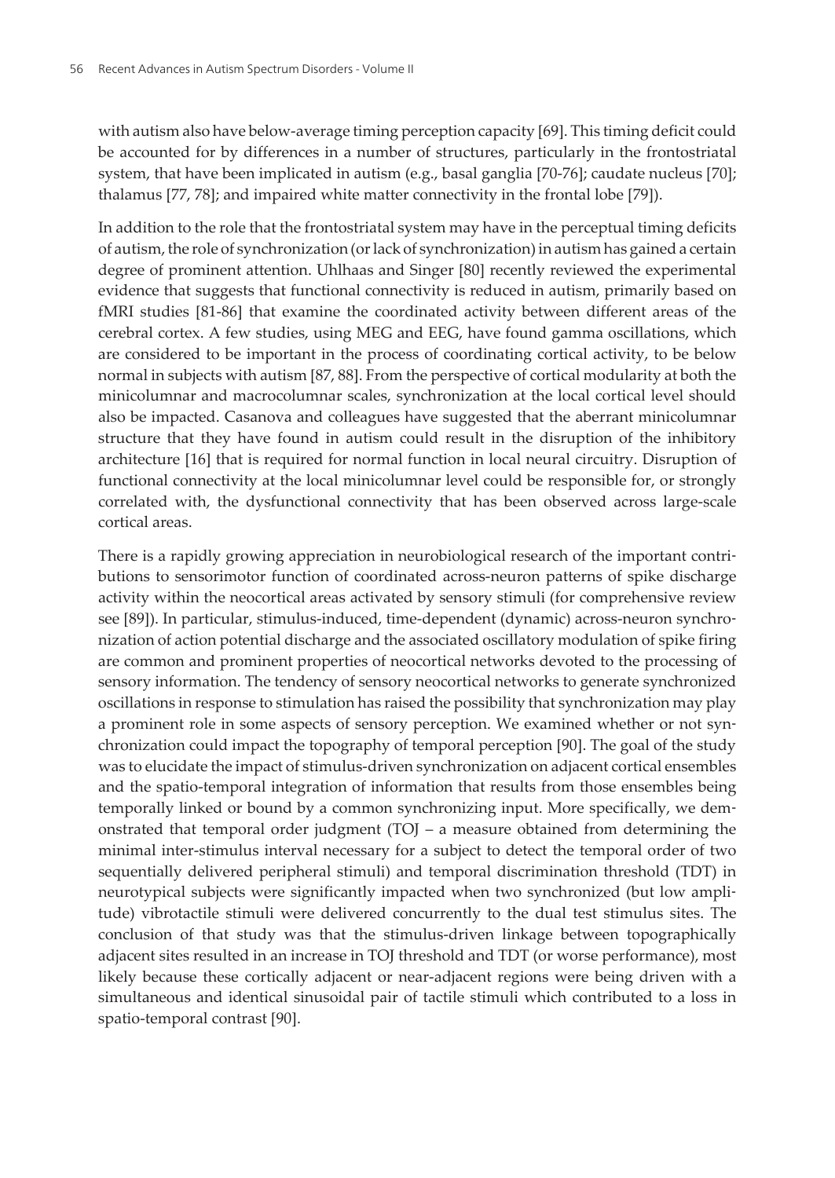with autism also have below-average timing perception capacity [69]. This timing deficit could be accounted for by differences in a number of structures, particularly in the frontostriatal system, that have been implicated in autism (e.g., basal ganglia [70-76]; caudate nucleus [70]; thalamus [77, 78]; and impaired white matter connectivity in the frontal lobe [79]).

In addition to the role that the frontostriatal system may have in the perceptual timing deficits of autism, the role of synchronization (or lack of synchronization) in autism has gained a certain degree of prominent attention. Uhlhaas and Singer [80] recently reviewed the experimental evidence that suggests that functional connectivity is reduced in autism, primarily based on fMRI studies [81-86] that examine the coordinated activity between different areas of the cerebral cortex. A few studies, using MEG and EEG, have found gamma oscillations, which are considered to be important in the process of coordinating cortical activity, to be below normal in subjects with autism [87, 88]. From the perspective of cortical modularity at both the minicolumnar and macrocolumnar scales, synchronization at the local cortical level should also be impacted. Casanova and colleagues have suggested that the aberrant minicolumnar structure that they have found in autism could result in the disruption of the inhibitory architecture [16] that is required for normal function in local neural circuitry. Disruption of functional connectivity at the local minicolumnar level could be responsible for, or strongly correlated with, the dysfunctional connectivity that has been observed across large-scale cortical areas.

There is a rapidly growing appreciation in neurobiological research of the important contributions to sensorimotor function of coordinated across-neuron patterns of spike discharge activity within the neocortical areas activated by sensory stimuli (for comprehensive review see [89]). In particular, stimulus-induced, time-dependent (dynamic) across-neuron synchronization of action potential discharge and the associated oscillatory modulation of spike firing are common and prominent properties of neocortical networks devoted to the processing of sensory information. The tendency of sensory neocortical networks to generate synchronized oscillations in response to stimulation has raised the possibility that synchronization may play a prominent role in some aspects of sensory perception. We examined whether or not synchronization could impact the topography of temporal perception [90]. The goal of the study was to elucidate the impact of stimulus-driven synchronization on adjacent cortical ensembles and the spatio-temporal integration of information that results from those ensembles being temporally linked or bound by a common synchronizing input. More specifically, we demonstrated that temporal order judgment (TOJ – a measure obtained from determining the minimal inter-stimulus interval necessary for a subject to detect the temporal order of two sequentially delivered peripheral stimuli) and temporal discrimination threshold (TDT) in neurotypical subjects were significantly impacted when two synchronized (but low amplitude) vibrotactile stimuli were delivered concurrently to the dual test stimulus sites. The conclusion of that study was that the stimulus-driven linkage between topographically adjacent sites resulted in an increase in TOJ threshold and TDT (or worse performance), most likely because these cortically adjacent or near-adjacent regions were being driven with a simultaneous and identical sinusoidal pair of tactile stimuli which contributed to a loss in spatio-temporal contrast [90].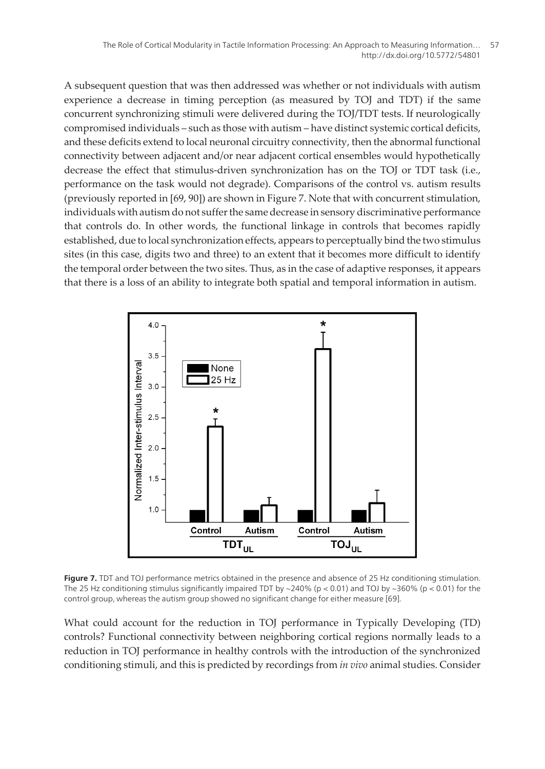A subsequent question that was then addressed was whether or not individuals with autism experience a decrease in timing perception (as measured by TOJ and TDT) if the same concurrent synchronizing stimuli were delivered during the TOJ/TDT tests. If neurologically compromised individuals – such as those with autism – have distinct systemic cortical deficits, and these deficits extend to local neuronal circuitry connectivity, then the abnormal functional connectivity between adjacent and/or near adjacent cortical ensembles would hypothetically decrease the effect that stimulus-driven synchronization has on the TOJ or TDT task (i.e., performance on the task would not degrade). Comparisons of the control vs. autism results (previously reported in [69, 90]) are shown in Figure 7. Note that with concurrent stimulation, individuals with autism do not suffer the same decrease in sensory discriminative performance that controls do. In other words, the functional linkage in controls that becomes rapidly established, due to local synchronization effects, appears to perceptually bind the two stimulus sites (in this case, digits two and three) to an extent that it becomes more difficult to identify the temporal order between the two sites. Thus, as in the case of adaptive responses, it appears that there is a loss of an ability to integrate both spatial and temporal information in autism.

**Figure 7.** TDT and TOJ performance metrics obtained in the presence and absence of 25 Hz conditioning stimulation. The 25 Hz conditioning stimulus significantly impaired TDT by ~240% ($p < 0.01$) and TOJ by ~360% ($p < 0.01$) for the control group, whereas the autism group showed no significant change for either measure [69].

What could account for the reduction in TOJ performance in Typically Developing (TD) controls? Functional connectivity between neighboring cortical regions normally leads to a reduction in TOJ performance in healthy controls with the introduction of the synchronized conditioning stimuli, and this is predicted by recordings from *in vivo* animal studies. Consider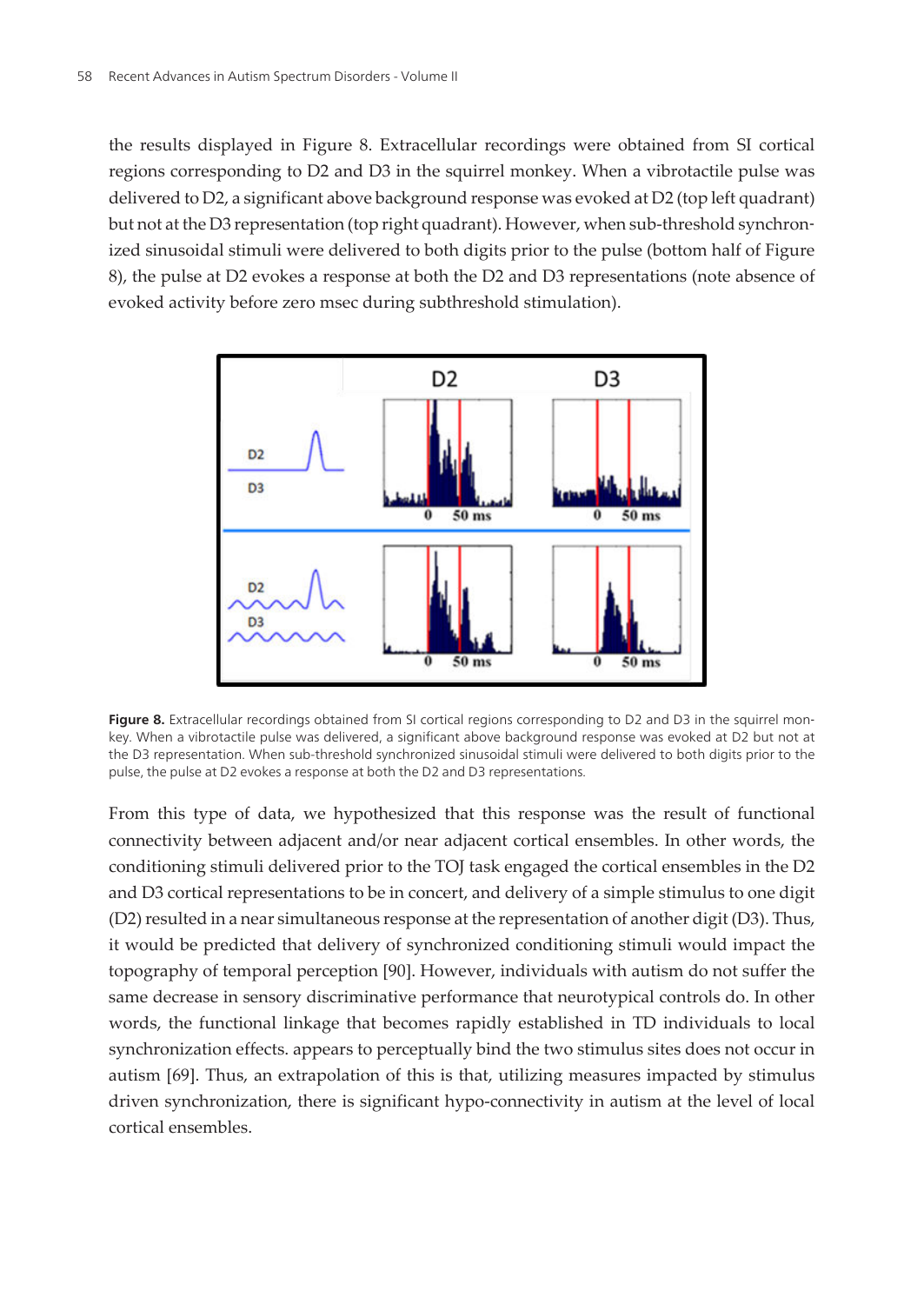the results displayed in Figure 8. Extracellular recordings were obtained from SI cortical regions corresponding to D2 and D3 in the squirrel monkey. When a vibrotactile pulse was delivered to D2, a significant above background response was evoked at D2 (top left quadrant) but not at the D3 representation (top right quadrant). However, when sub-threshold synchronized sinusoidal stimuli were delivered to both digits prior to the pulse (bottom half of Figure 8), the pulse at D2 evokes a response at both the D2 and D3 representations (note absence of evoked activity before zero msec during subthreshold stimulation).

**Figure 8.** Extracellular recordings obtained from SI cortical regions corresponding to D2 and D3 in the squirrel monkey. When a vibrotactile pulse was delivered, a significant above background response was evoked at D2 but not at the D3 representation. When sub-threshold synchronized sinusoidal stimuli were delivered to both digits prior to the pulse, the pulse at D2 evokes a response at both the D2 and D3 representations.

From this type of data, we hypothesized that this response was the result of functional connectivity between adjacent and/or near adjacent cortical ensembles. In other words, the conditioning stimuli delivered prior to the TOJ task engaged the cortical ensembles in the D2 and D3 cortical representations to be in concert, and delivery of a simple stimulus to one digit (D2) resulted in a near simultaneous response at the representation of another digit (D3). Thus, it would be predicted that delivery of synchronized conditioning stimuli would impact the topography of temporal perception [90]. However, individuals with autism do not suffer the same decrease in sensory discriminative performance that neurotypical controls do. In other words, the functional linkage that becomes rapidly established in TD individuals to local synchronization effects. appears to perceptually bind the two stimulus sites does not occur in autism [69]. Thus, an extrapolation of this is that, utilizing measures impacted by stimulus driven synchronization, there is significant hypo-connectivity in autism at the level of local cortical ensembles.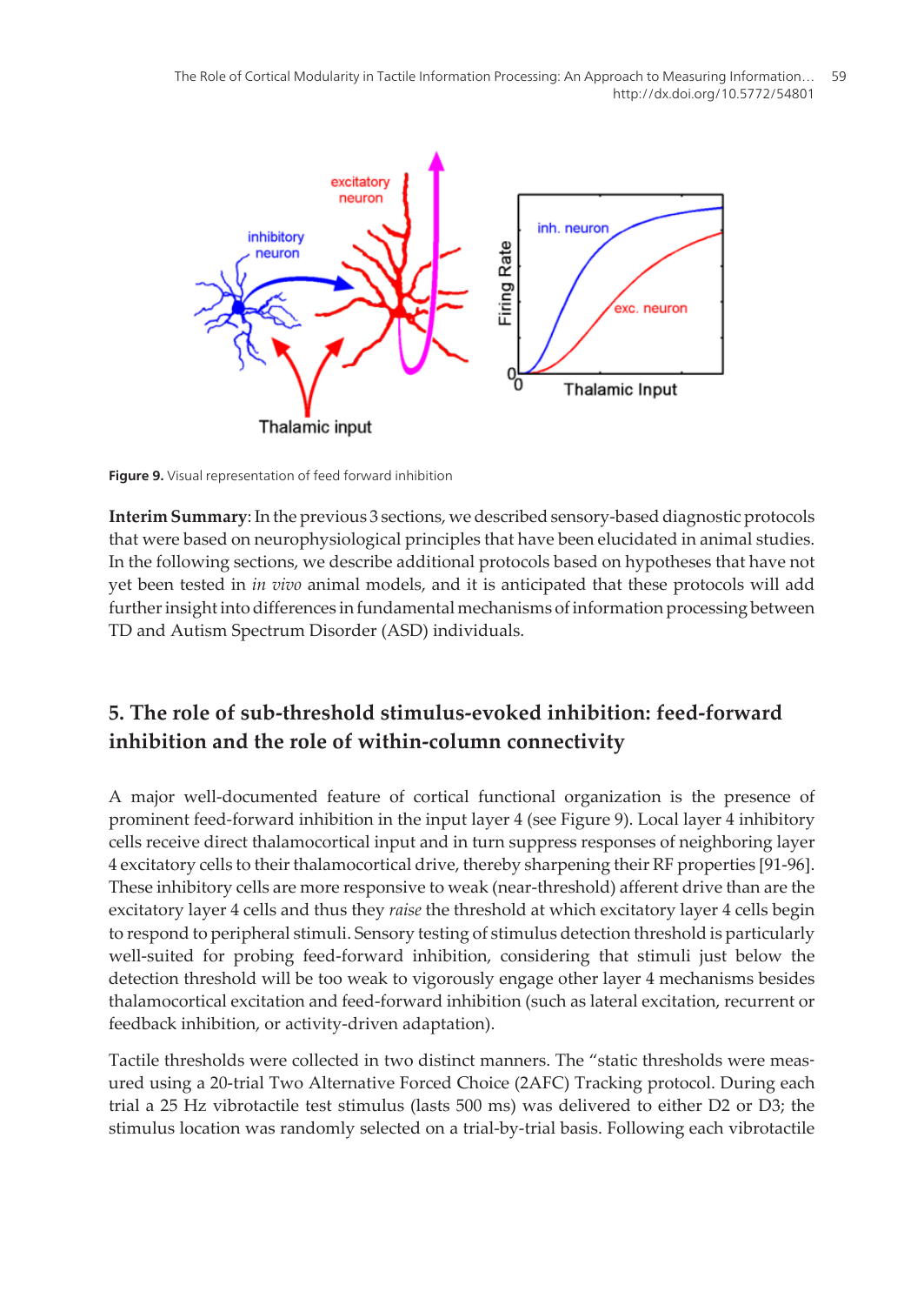Figure 9. Visual representation of feed forward inhibition

**Interim Summary**: In the previous 3 sections, we described sensory-based diagnostic protocols that were based on neurophysiological principles that have been elucidated in animal studies. In the following sections, we describe additional protocols based on hypotheses that have not yet been tested in *in vivo* animal models, and it is anticipated that these protocols will add further insight into differences in fundamental mechanisms of information processing between TD and Autism Spectrum Disorder (ASD) individuals.

## 5. The role of sub-threshold stimulus-evoked inhibition: feed-forward inhibition and the role of within-column connectivity

A major well-documented feature of cortical functional organization is the presence of prominent feed-forward inhibition in the input layer 4 (see Figure 9). Local layer 4 inhibitory cells receive direct thalamocortical input and in turn suppress responses of neighboring layer 4 excitatory cells to their thalamocortical drive, thereby sharpening their RF properties [91-96]. These inhibitory cells are more responsive to weak (near-threshold) afferent drive than are the excitatory layer 4 cells and thus they *raise* the threshold at which excitatory layer 4 cells begin to respond to peripheral stimuli. Sensory testing of stimulus detection threshold is particularly well-suited for probing feed-forward inhibition, considering that stimuli just below the detection threshold will be too weak to vigorously engage other layer 4 mechanisms besides thalamocortical excitation and feed-forward inhibition (such as lateral excitation, recurrent or feedback inhibition, or activity-driven adaptation).

Tactile thresholds were collected in two distinct manners. The "static thresholds were measured using a 20-trial Two Alternative Forced Choice (2AFC) Tracking protocol. During each trial a 25 Hz vibrotactile test stimulus (lasts 500 ms) was delivered to either D2 or D3; the stimulus location was randomly selected on a trial-by-trial basis. Following each vibrotactile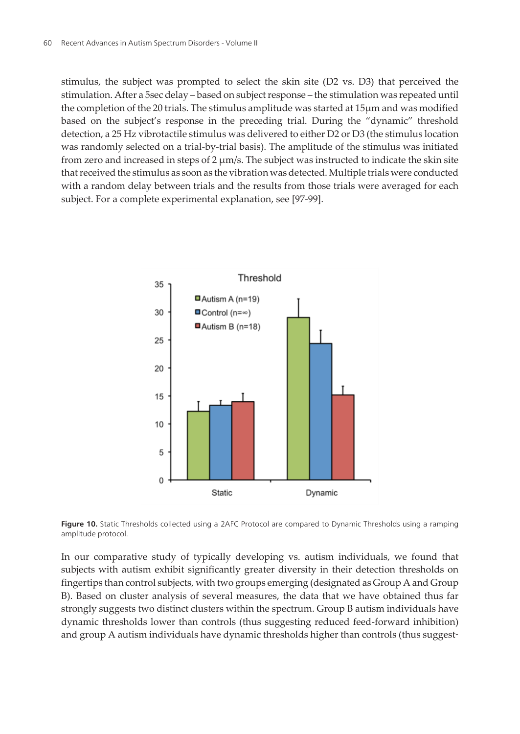stimulus, the subject was prompted to select the skin site (D2 vs. D3) that perceived the stimulation. After a 5sec delay – based on subject response – the stimulation was repeated until the completion of the 20 trials. The stimulus amplitude was started at 15μm and was modified based on the subject's response in the preceding trial. During the "dynamic" threshold detection, a 25 Hz vibrotactile stimulus was delivered to either D2 or D3 (the stimulus location was randomly selected on a trial-by-trial basis). The amplitude of the stimulus was initiated from zero and increased in steps of 2 μm/s. The subject was instructed to indicate the skin site that received the stimulus as soon as the vibration was detected. Multiple trials were conducted with a random delay between trials and the results from those trials were averaged for each subject. For a complete experimental explanation, see [97-99].

**Figure 10.** Static Thresholds collected using a 2AFC Protocol are compared to Dynamic Thresholds using a ramping amplitude protocol.

In our comparative study of typically developing vs. autism individuals, we found that subjects with autism exhibit significantly greater diversity in their detection thresholds on fingertips than control subjects, with two groups emerging (designated as Group A and Group B). Based on cluster analysis of several measures, the data that we have obtained thus far strongly suggests two distinct clusters within the spectrum. Group B autism individuals have dynamic thresholds lower than controls (thus suggesting reduced feed-forward inhibition) and group A autism individuals have dynamic thresholds higher than controls (thus suggest-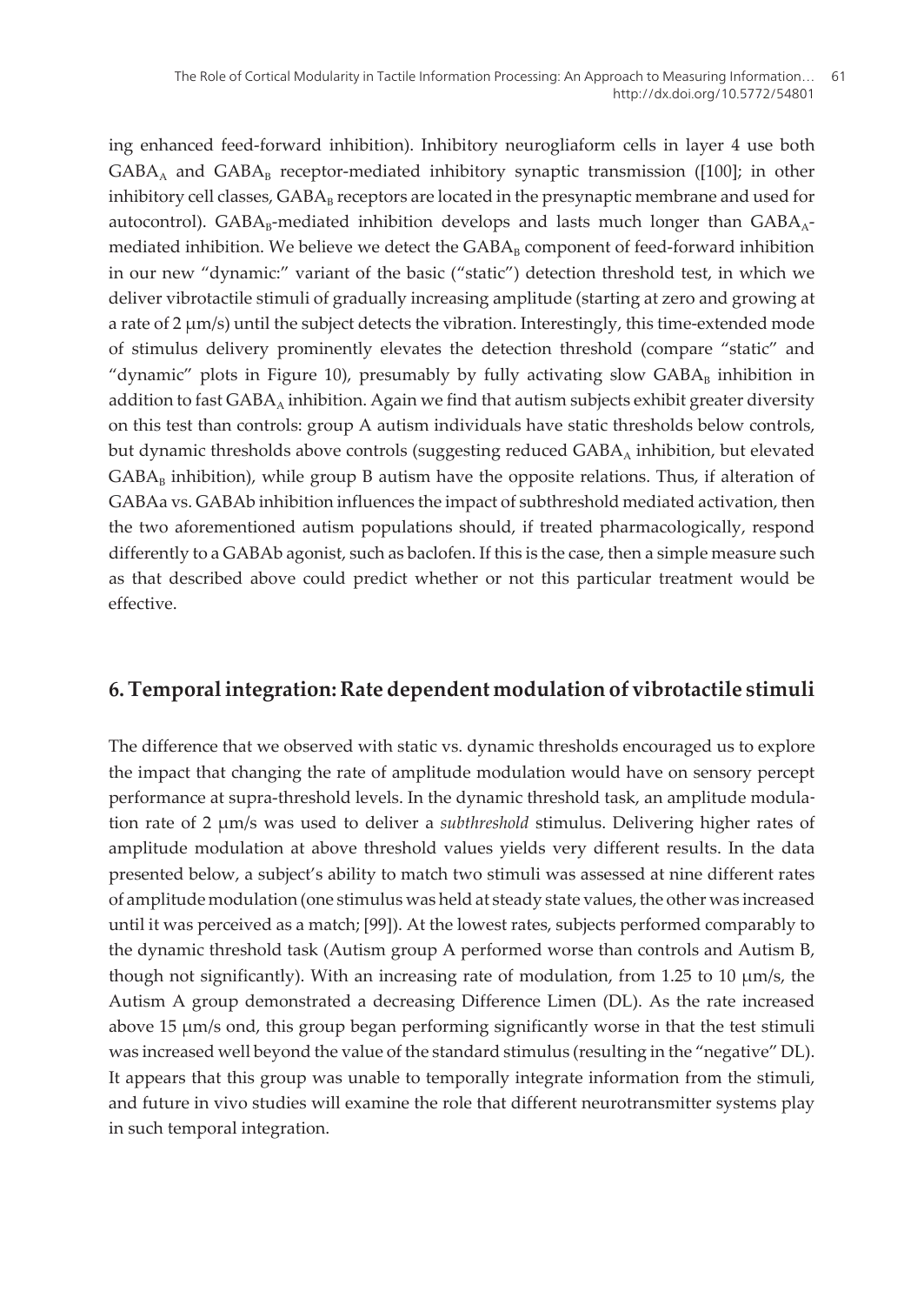ing enhanced feed-forward inhibition). Inhibitory neurogliaform cells in layer 4 use both $GABA_A$ and $GABA_B$ receptor-mediated inhibitory synaptic transmission ([100]; in other inhibitory cell classes, $GABA_B$ receptors are located in the presynaptic membrane and used for autocontrol). $GABA_B$-mediated inhibition develops and lasts much longer than $GABA_A$-mediated inhibition. We believe we detect the $GABA_B$ component of feed-forward inhibition in our new "dynamic:" variant of the basic ("static") detection threshold test, in which we deliver vibrotactile stimuli of gradually increasing amplitude (starting at zero and growing at a rate of 2 μm/s) until the subject detects the vibration. Interestingly, this time-extended mode of stimulus delivery prominently elevates the detection threshold (compare "static" and "dynamic" plots in Figure 10), presumably by fully activating slow $GABA_B$ inhibition in addition to fast $GABA_A$ inhibition. Again we find that autism subjects exhibit greater diversity on this test than controls: group A autism individuals have static thresholds below controls, but dynamic thresholds above controls (suggesting reduced $GABA_A$ inhibition, but elevated $GABA_B$ inhibition), while group B autism have the opposite relations. Thus, if alteration of GABAa vs. GABAb inhibition influences the impact of subthreshold mediated activation, then the two aforementioned autism populations should, if treated pharmacologically, respond differently to a GABAb agonist, such as baclofen. If this is the case, then a simple measure such as that described above could predict whether or not this particular treatment would be effective.

## 6. Temporal integration: Rate dependent modulation of vibrotactile stimuli

The difference that we observed with static vs. dynamic thresholds encouraged us to explore the impact that changing the rate of amplitude modulation would have on sensory percept performance at supra-threshold levels. In the dynamic threshold task, an amplitude modulation rate of 2 μm/s was used to deliver a *subthreshold* stimulus. Delivering higher rates of amplitude modulation at above threshold values yields very different results. In the data presented below, a subject's ability to match two stimuli was assessed at nine different rates of amplitude modulation (one stimulus was held at steady state values, the other was increased until it was perceived as a match; [99]). At the lowest rates, subjects performed comparably to the dynamic threshold task (Autism group A performed worse than controls and Autism B, though not significantly). With an increasing rate of modulation, from 1.25 to 10 μm/s, the Autism A group demonstrated a decreasing Difference Limen (DL). As the rate increased above 15 μm/s ond, this group began performing significantly worse in that the test stimuli was increased well beyond the value of the standard stimulus (resulting in the "negative" DL). It appears that this group was unable to temporally integrate information from the stimuli, and future in vivo studies will examine the role that different neurotransmitter systems play in such temporal integration.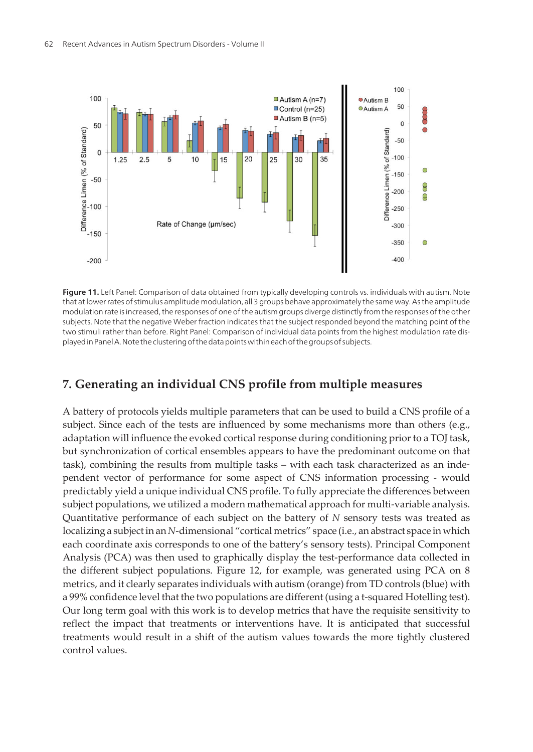**Figure 11.** Left Panel: Comparison of data obtained from typically developing controls vs. individuals with autism. Note that at lower rates of stimulus amplitude modulation, all 3 groups behave approximately the same way. As the amplitude modulation rate is increased, the responses of one of the autism groups diverge distinctly from the responses of the other subjects. Note that the negative Weber fraction indicates that the subject responded beyond the matching point of the two stimuli rather than before. Right Panel: Comparison of individual data points from the highest modulation rate displayed in Panel A. Note the clustering of the data points within each of the groups of subjects.

## 7. Generating an individual CNS profile from multiple measures

A battery of protocols yields multiple parameters that can be used to build a CNS profile of a subject. Since each of the tests are influenced by some mechanisms more than others (e.g., adaptation will influence the evoked cortical response during conditioning prior to a TOJ task, but synchronization of cortical ensembles appears to have the predominant outcome on that task), combining the results from multiple tasks – with each task characterized as an independent vector of performance for some aspect of CNS information processing - would predictably yield a unique individual CNS profile. To fully appreciate the differences between subject populations, we utilized a modern mathematical approach for multi-variable analysis. Quantitative performance of each subject on the battery of *N* sensory tests was treated as localizing a subject in an *N*-dimensional "cortical metrics" space (i.e., an abstract space in which each coordinate axis corresponds to one of the battery's sensory tests). Principal Component Analysis (PCA) was then used to graphically display the test-performance data collected in the different subject populations. Figure 12, for example, was generated using PCA on 8 metrics, and it clearly separates individuals with autism (orange) from TD controls (blue) with a 99% confidence level that the two populations are different (using a t-squared Hotelling test). Our long term goal with this work is to develop metrics that have the requisite sensitivity to reflect the impact that treatments or interventions have. It is anticipated that successful treatments would result in a shift of the autism values towards the more tightly clustered control values.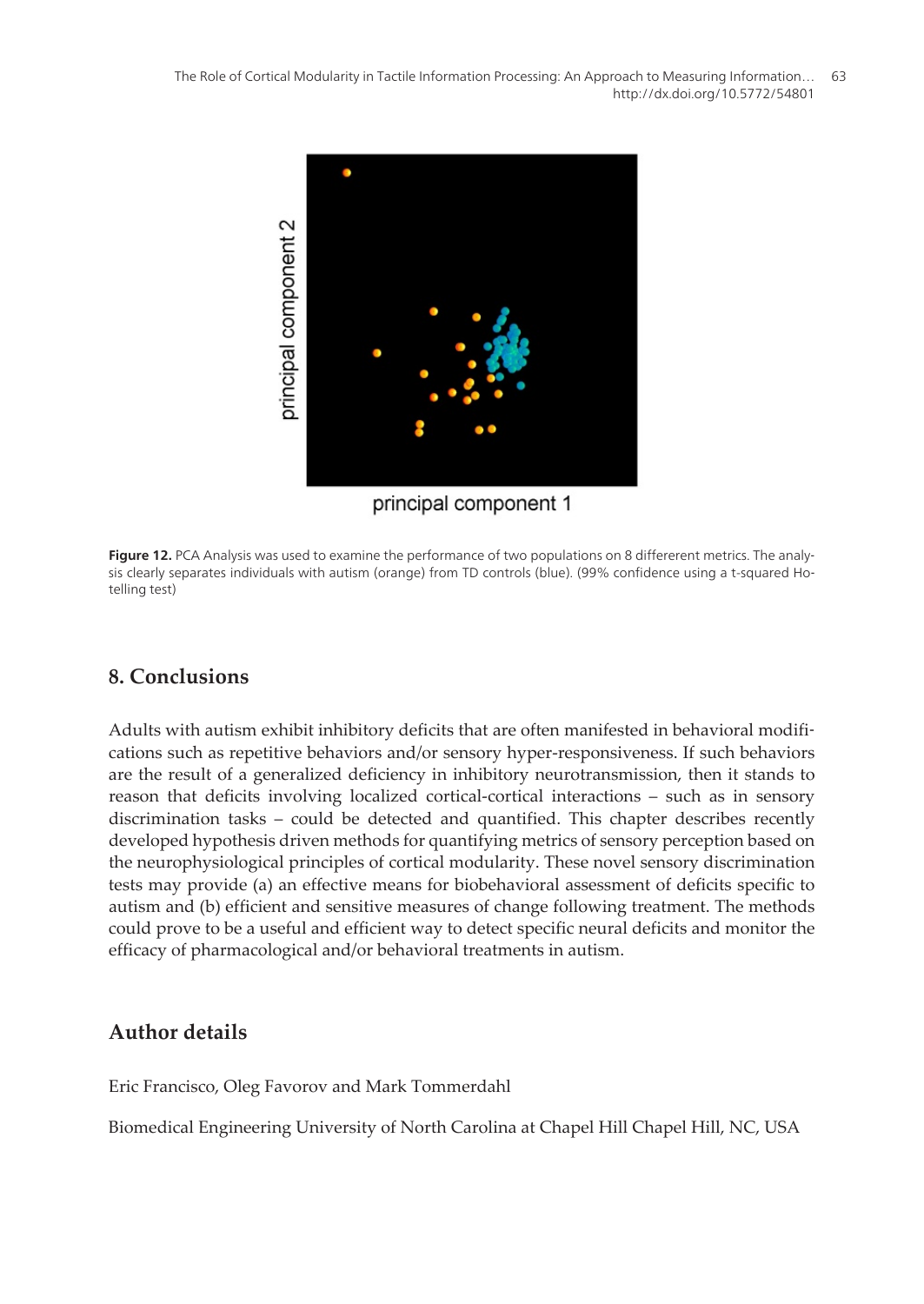**Figure 12.** PCA Analysis was used to examine the performance of two populations on 8 differerent metrics. The analysis clearly separates individuals with autism (orange) from TD controls (blue). (99% confidence using a t-squared Hotelling test)

## 8. Conclusions

Adults with autism exhibit inhibitory deficits that are often manifested in behavioral modifications such as repetitive behaviors and/or sensory hyper-responsiveness. If such behaviors are the result of a generalized deficiency in inhibitory neurotransmission, then it stands to reason that deficits involving localized cortical-cortical interactions – such as in sensory discrimination tasks – could be detected and quantified. This chapter describes recently developed hypothesis driven methods for quantifying metrics of sensory perception based on the neurophysiological principles of cortical modularity. These novel sensory discrimination tests may provide (a) an effective means for biobehavioral assessment of deficits specific to autism and (b) efficient and sensitive measures of change following treatment. The methods could prove to be a useful and efficient way to detect specific neural deficits and monitor the efficacy of pharmacological and/or behavioral treatments in autism.

## Author details

Eric Francisco, Oleg Favorov and Mark Tommerdahl

Biomedical Engineering University of North Carolina at Chapel Hill Chapel Hill, NC, USA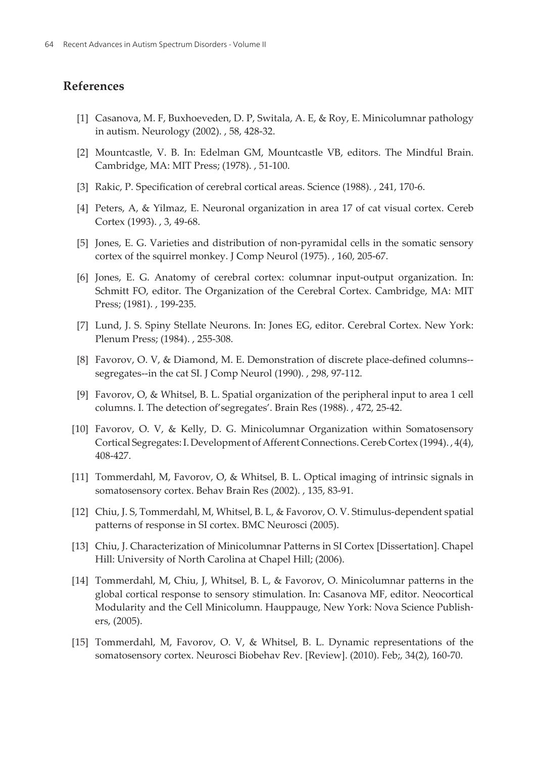## References

[1] Casanova, M. F, Buxhoeveden, D. P, Switala, A. E, & Roy, E. Minicolumnar pathology in autism. Neurology (2002). , 58, 428-32.

[2] Mountcastle, V. B. In: Edelman GM, Mountcastle VB, editors. The Mindful Brain. Cambridge, MA: MIT Press; (1978). , 51-100.

[3] Rakic, P. Specification of cerebral cortical areas. Science (1988). , 241, 170-6.

[4] Peters, A, & Yilmaz, E. Neuronal organization in area 17 of cat visual cortex. Cereb Cortex (1993). , 3, 49-68.

[5] Jones, E. G. Varieties and distribution of non-pyramidal cells in the somatic sensory cortex of the squirrel monkey. J Comp Neurol (1975). , 160, 205-67.

[6] Jones, E. G. Anatomy of cerebral cortex: columnar input-output organization. In: Schmitt FO, editor. The Organization of the Cerebral Cortex. Cambridge, MA: MIT Press; (1981). , 199-235.

[7] Lund, J. S. Spiny Stellate Neurons. In: Jones EG, editor. Cerebral Cortex. New York: Plenum Press; (1984). , 255-308.

[8] Favorov, O. V, & Diamond, M. E. Demonstration of discrete place-defined columns--segregates--in the cat SI. J Comp Neurol (1990). , 298, 97-112.

[9] Favorov, O, & Whitsel, B. L. Spatial organization of the peripheral input to area 1 cell columns. I. The detection of'segregates'. Brain Res (1988). , 472, 25-42.

[10] Favorov, O. V, & Kelly, D. G. Minicolumnar Organization within Somatosensory Cortical Segregates: I. Development of Afferent Connections. Cereb Cortex (1994). , 4(4), 408-427.

[11] Tommerdahl, M, Favorov, O, & Whitsel, B. L. Optical imaging of intrinsic signals in somatosensory cortex. Behav Brain Res (2002). , 135, 83-91.

[12] Chiu, J. S, Tommerdahl, M, Whitsel, B. L, & Favorov, O. V. Stimulus-dependent spatial patterns of response in SI cortex. BMC Neurosci (2005).

[13] Chiu, J. Characterization of Minicolumnar Patterns in SI Cortex [Dissertation]. Chapel Hill: University of North Carolina at Chapel Hill; (2006).

[14] Tommerdahl, M, Chiu, J, Whitsel, B. L, & Favorov, O. Minicolumnar patterns in the global cortical response to sensory stimulation. In: Casanova MF, editor. Neocortical Modularity and the Cell Minicolumn. Hauppauge, New York: Nova Science Publishers, (2005).

[15] Tommerdahl, M, Favorov, O. V, & Whitsel, B. L. Dynamic representations of the somatosensory cortex. Neurosci Biobehav Rev. [Review]. (2010). Feb;, 34(2), 160-70.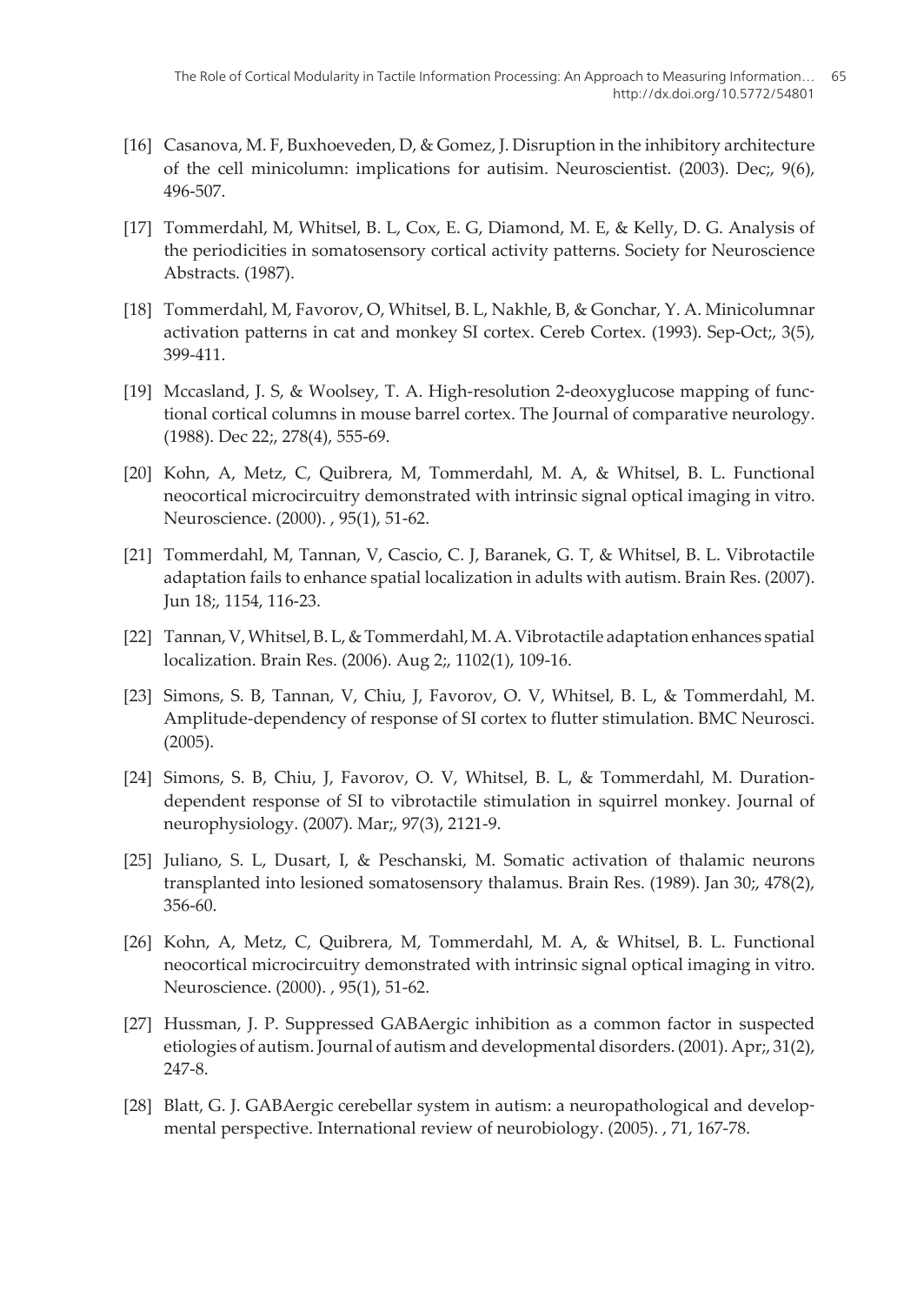[16] Casanova, M. F, Buxhoeveden, D, & Gomez, J. Disruption in the inhibitory architecture of the cell minicolumn: implications for autisim. Neuroscientist. (2003). Dec;, 9(6), 496-507.

[17] Tommerdahl, M, Whitsel, B. L, Cox, E. G, Diamond, M. E, & Kelly, D. G. Analysis of the periodicities in somatosensory cortical activity patterns. Society for Neuroscience Abstracts. (1987).

[18] Tommerdahl, M, Favorov, O, Whitsel, B. L, Nakhle, B, & Gonchar, Y. A. Minicolumnar activation patterns in cat and monkey SI cortex. Cereb Cortex. (1993). Sep-Oct;, 3(5), 399-411.

[19] Mccasland, J. S, & Woolsey, T. A. High-resolution 2-deoxyglucose mapping of functional cortical columns in mouse barrel cortex. The Journal of comparative neurology. (1988). Dec 22;, 278(4), 555-69.

[20] Kohn, A, Metz, C, Quibrera, M, Tommerdahl, M. A, & Whitsel, B. L. Functional neocortical microcircuitry demonstrated with intrinsic signal optical imaging in vitro. Neuroscience. (2000). , 95(1), 51-62.

[21] Tommerdahl, M, Tannan, V, Cascio, C. J, Baranek, G. T, & Whitsel, B. L. Vibrotactile adaptation fails to enhance spatial localization in adults with autism. Brain Res. (2007). Jun 18;, 1154, 116-23.

[22] Tannan, V, Whitsel, B. L, & Tommerdahl, M. A. Vibrotactile adaptation enhances spatial localization. Brain Res. (2006). Aug 2;, 1102(1), 109-16.

[23] Simons, S. B, Tannan, V, Chiu, J, Favorov, O. V, Whitsel, B. L, & Tommerdahl, M. Amplitude-dependency of response of SI cortex to flutter stimulation. BMC Neurosci. (2005).

[24] Simons, S. B, Chiu, J, Favorov, O. V, Whitsel, B. L, & Tommerdahl, M. Duration-dependent response of SI to vibrotactile stimulation in squirrel monkey. Journal of neurophysiology. (2007). Mar;, 97(3), 2121-9.

[25] Juliano, S. L, Dusart, I, & Peschanski, M. Somatic activation of thalamic neurons transplanted into lesioned somatosensory thalamus. Brain Res. (1989). Jan 30;, 478(2), 356-60.

[26] Kohn, A, Metz, C, Quibrera, M, Tommerdahl, M. A, & Whitsel, B. L. Functional neocortical microcircuitry demonstrated with intrinsic signal optical imaging in vitro. Neuroscience. (2000). , 95(1), 51-62.

[27] Hussman, J. P. Suppressed GABAergic inhibition as a common factor in suspected etiologies of autism. Journal of autism and developmental disorders. (2001). Apr;, 31(2), 247-8.

[28] Blatt, G. J. GABAergic cerebellar system in autism: a neuropathological and developmental perspective. International review of neurobiology. (2005). , 71, 167-78.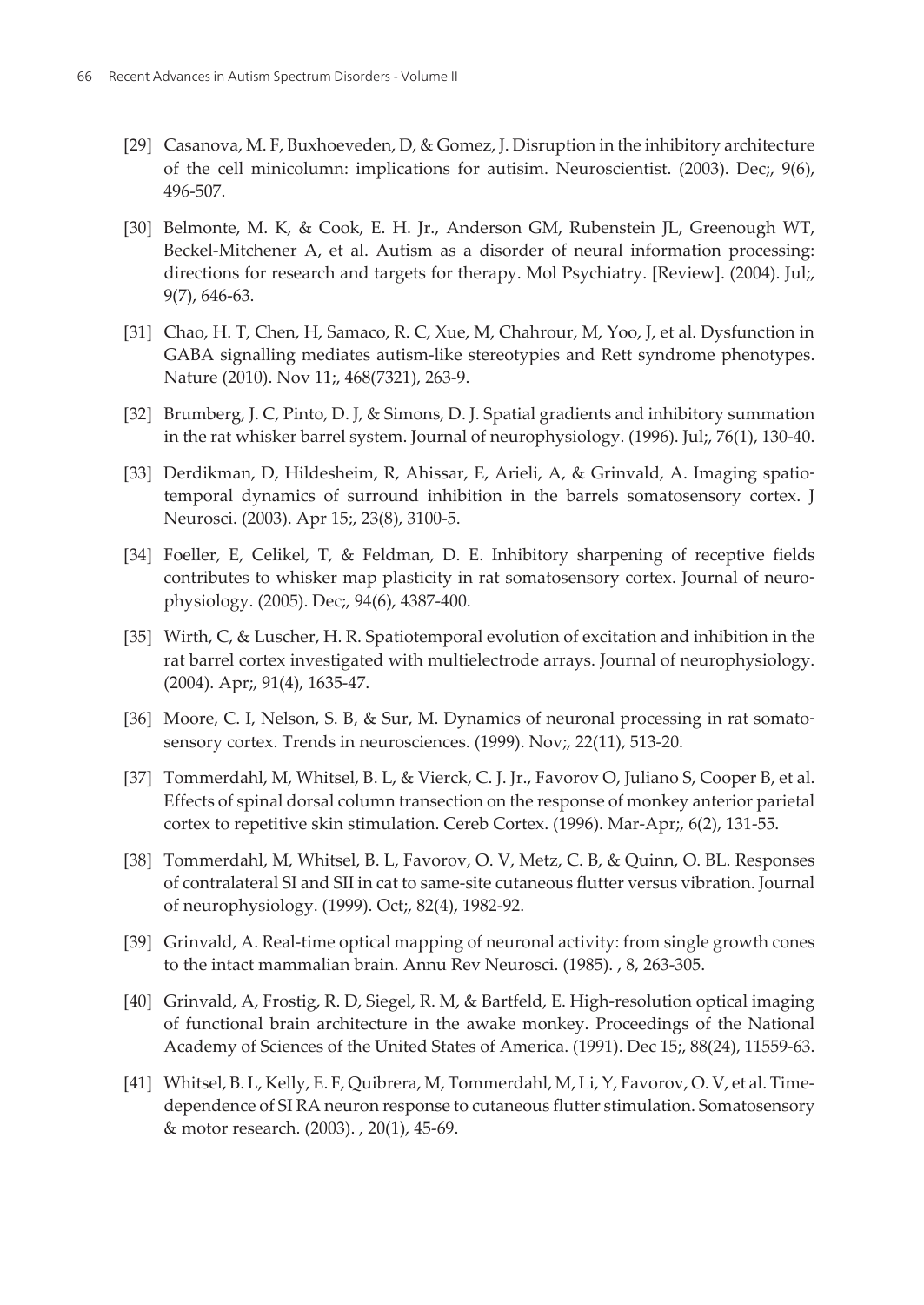[29] Casanova, M. F, Buxhoeveden, D, & Gomez, J. Disruption in the inhibitory architecture of the cell minicolumn: implications for autisim. Neuroscientist. (2003). Dec;, 9(6), 496-507.

[30] Belmonte, M. K, & Cook, E. H. Jr., Anderson GM, Rubenstein JL, Greenough WT, Beckel-Mitchener A, et al. Autism as a disorder of neural information processing: directions for research and targets for therapy. Mol Psychiatry. [Review]. (2004). Jul;, 9(7), 646-63.

[31] Chao, H. T, Chen, H, Samaco, R. C, Xue, M, Chahrour, M, Yoo, J, et al. Dysfunction in GABA signalling mediates autism-like stereotypies and Rett syndrome phenotypes. Nature (2010). Nov 11;, 468(7321), 263-9.

[32] Brumberg, J. C, Pinto, D. J, & Simons, D. J. Spatial gradients and inhibitory summation in the rat whisker barrel system. Journal of neurophysiology. (1996). Jul;, 76(1), 130-40.

[33] Derdikman, D, Hildesheim, R, Ahissar, E, Arieli, A, & Grinvald, A. Imaging spatiotemporal dynamics of surround inhibition in the barrels somatosensory cortex. J Neurosci. (2003). Apr 15;, 23(8), 3100-5.

[34] Foeller, E, Celikel, T, & Feldman, D. E. Inhibitory sharpening of receptive fields contributes to whisker map plasticity in rat somatosensory cortex. Journal of neurophysiology. (2005). Dec;, 94(6), 4387-400.

[35] Wirth, C, & Luscher, H. R. Spatiotemporal evolution of excitation and inhibition in the rat barrel cortex investigated with multielectrode arrays. Journal of neurophysiology. (2004). Apr;, 91(4), 1635-47.

[36] Moore, C. I, Nelson, S. B, & Sur, M. Dynamics of neuronal processing in rat somatosensory cortex. Trends in neurosciences. (1999). Nov;, 22(11), 513-20.

[37] Tommerdahl, M, Whitsel, B. L, & Vierck, C. J. Jr., Favorov O, Juliano S, Cooper B, et al. Effects of spinal dorsal column transection on the response of monkey anterior parietal cortex to repetitive skin stimulation. Cereb Cortex. (1996). Mar-Apr;, 6(2), 131-55.

[38] Tommerdahl, M, Whitsel, B. L, Favorov, O. V, Metz, C. B, & Quinn, O. BL. Responses of contralateral SI and SII in cat to same-site cutaneous flutter versus vibration. Journal of neurophysiology. (1999). Oct;, 82(4), 1982-92.

[39] Grinvald, A. Real-time optical mapping of neuronal activity: from single growth cones to the intact mammalian brain. Annu Rev Neurosci. (1985). , 8, 263-305.

[40] Grinvald, A, Frostig, R. D, Siegel, R. M, & Bartfeld, E. High-resolution optical imaging of functional brain architecture in the awake monkey. Proceedings of the National Academy of Sciences of the United States of America. (1991). Dec 15;, 88(24), 11559-63.

[41] Whitsel, B. L, Kelly, E. F, Quibrera, M, Tommerdahl, M, Li, Y, Favorov, O. V, et al. Time-dependence of SI RA neuron response to cutaneous flutter stimulation. Somatosensory & motor research. (2003). , 20(1), 45-69.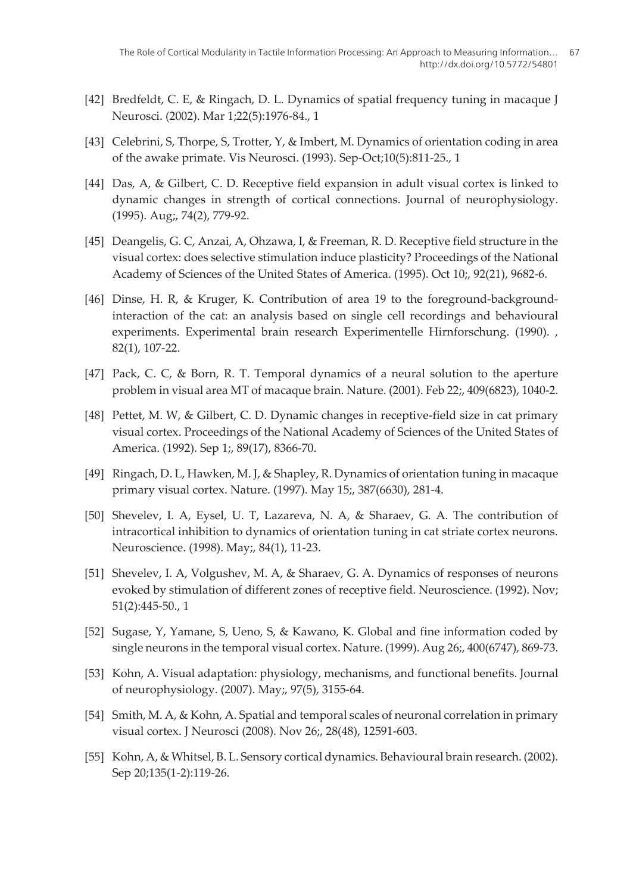[42] Bredfeldt, C. E, & Ringach, D. L. Dynamics of spatial frequency tuning in macaque J Neurosci. (2002). Mar 1;22(5):1976-84., 1

[43] Celebrini, S, Thorpe, S, Trotter, Y, & Imbert, M. Dynamics of orientation coding in area of the awake primate. Vis Neurosci. (1993). Sep-Oct;10(5):811-25., 1

[44] Das, A, & Gilbert, C. D. Receptive field expansion in adult visual cortex is linked to dynamic changes in strength of cortical connections. Journal of neurophysiology. (1995). Aug;, 74(2), 779-92.

[45] Deangelis, G. C, Anzai, A, Ohzawa, I, & Freeman, R. D. Receptive field structure in the visual cortex: does selective stimulation induce plasticity? Proceedings of the National Academy of Sciences of the United States of America. (1995). Oct 10;, 92(21), 9682-6.

[46] Dinse, H. R, & Kruger, K. Contribution of area 19 to the foreground-background-interaction of the cat: an analysis based on single cell recordings and behavioural experiments. Experimental brain research Experimentelle Hirnforschung. (1990). , 82(1), 107-22.

[47] Pack, C. C, & Born, R. T. Temporal dynamics of a neural solution to the aperture problem in visual area MT of macaque brain. Nature. (2001). Feb 22;, 409(6823), 1040-2.

[48] Pettet, M. W, & Gilbert, C. D. Dynamic changes in receptive-field size in cat primary visual cortex. Proceedings of the National Academy of Sciences of the United States of America. (1992). Sep 1;, 89(17), 8366-70.

[49] Ringach, D. L, Hawken, M. J, & Shapley, R. Dynamics of orientation tuning in macaque primary visual cortex. Nature. (1997). May 15;, 387(6630), 281-4.

[50] Shevelev, I. A, Eysel, U. T, Lazareva, N. A, & Sharaev, G. A. The contribution of intracortical inhibition to dynamics of orientation tuning in cat striate cortex neurons. Neuroscience. (1998). May;, 84(1), 11-23.

[51] Shevelev, I. A, Volgushev, M. A, & Sharaev, G. A. Dynamics of responses of neurons evoked by stimulation of different zones of receptive field. Neuroscience. (1992). Nov; 51(2):445-50., 1

[52] Sugase, Y, Yamane, S, Ueno, S, & Kawano, K. Global and fine information coded by single neurons in the temporal visual cortex. Nature. (1999). Aug 26;, 400(6747), 869-73.

[53] Kohn, A. Visual adaptation: physiology, mechanisms, and functional benefits. Journal of neurophysiology. (2007). May;, 97(5), 3155-64.

[54] Smith, M. A, & Kohn, A. Spatial and temporal scales of neuronal correlation in primary visual cortex. J Neurosci (2008). Nov 26;, 28(48), 12591-603.

[55] Kohn, A, & Whitsel, B. L. Sensory cortical dynamics. Behavioural brain research. (2002). Sep 20;135(1-2):119-26.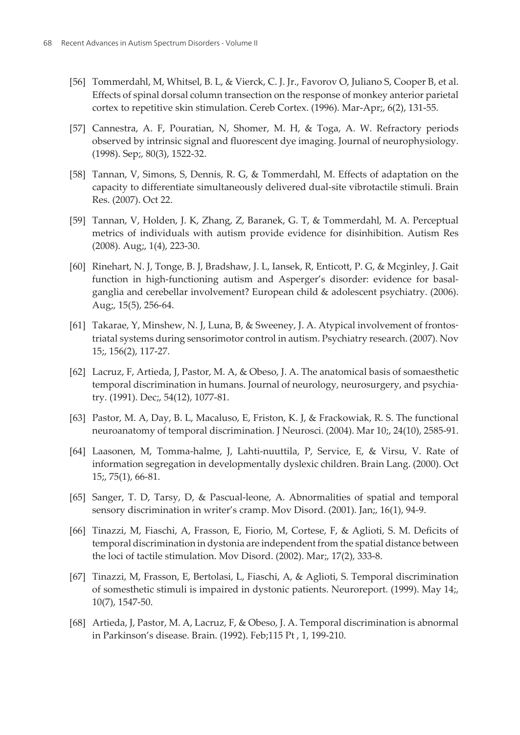[56] Tommerdahl, M, Whitsel, B. L, & Vierck, C. J. Jr., Favorov O, Juliano S, Cooper B, et al. Effects of spinal dorsal column transection on the response of monkey anterior parietal cortex to repetitive skin stimulation. Cereb Cortex. (1996). Mar-Apr;, 6(2), 131-55.

[57] Cannestra, A. F, Pouratian, N, Shomer, M. H, & Toga, A. W. Refractory periods observed by intrinsic signal and fluorescent dye imaging. Journal of neurophysiology. (1998). Sep;, 80(3), 1522-32.

[58] Tannan, V, Simons, S, Dennis, R. G, & Tommerdahl, M. Effects of adaptation on the capacity to differentiate simultaneously delivered dual-site vibrotactile stimuli. Brain Res. (2007). Oct 22.

[59] Tannan, V, Holden, J. K, Zhang, Z, Baranek, G. T, & Tommerdahl, M. A. Perceptual metrics of individuals with autism provide evidence for disinhibition. Autism Res (2008). Aug;, 1(4), 223-30.

[60] Rinehart, N. J, Tonge, B. J, Bradshaw, J. L, Iansek, R, Enticott, P. G, & Mcginley, J. Gait function in high-functioning autism and Asperger's disorder: evidence for basal-ganglia and cerebellar involvement? European child & adolescent psychiatry. (2006). Aug;, 15(5), 256-64.

[61] Takarae, Y, Minshew, N. J, Luna, B, & Sweeney, J. A. Atypical involvement of frontostriatal systems during sensorimotor control in autism. Psychiatry research. (2007). Nov 15;, 156(2), 117-27.

[62] Lacruz, F, Artieda, J, Pastor, M. A, & Obeso, J. A. The anatomical basis of somaesthetic temporal discrimination in humans. Journal of neurology, neurosurgery, and psychiatry. (1991). Dec;, 54(12), 1077-81.

[63] Pastor, M. A, Day, B. L, Macaluso, E, Friston, K. J, & Frackowiak, R. S. The functional neuroanatomy of temporal discrimination. J Neurosci. (2004). Mar 10;, 24(10), 2585-91.

[64] Laasonen, M, Tomma-halme, J, Lahti-nuuttila, P, Service, E, & Virsu, V. Rate of information segregation in developmentally dyslexic children. Brain Lang. (2000). Oct 15;, 75(1), 66-81.

[65] Sanger, T. D, Tarsy, D, & Pascual-leone, A. Abnormalities of spatial and temporal sensory discrimination in writer's cramp. Mov Disord. (2001). Jan;, 16(1), 94-9.

[66] Tinazzi, M, Fiaschi, A, Frasson, E, Fiorio, M, Cortese, F, & Aglioti, S. M. Deficits of temporal discrimination in dystonia are independent from the spatial distance between the loci of tactile stimulation. Mov Disord. (2002). Mar;, 17(2), 333-8.

[67] Tinazzi, M, Frasson, E, Bertolasi, L, Fiaschi, A, & Aglioti, S. Temporal discrimination of somesthetic stimuli is impaired in dystonic patients. Neuroreport. (1999). May 14;, 10(7), 1547-50.

[68] Artieda, J, Pastor, M. A, Lacruz, F, & Obeso, J. A. Temporal discrimination is abnormal in Parkinson's disease. Brain. (1992). Feb;115 Pt , 1, 199-210.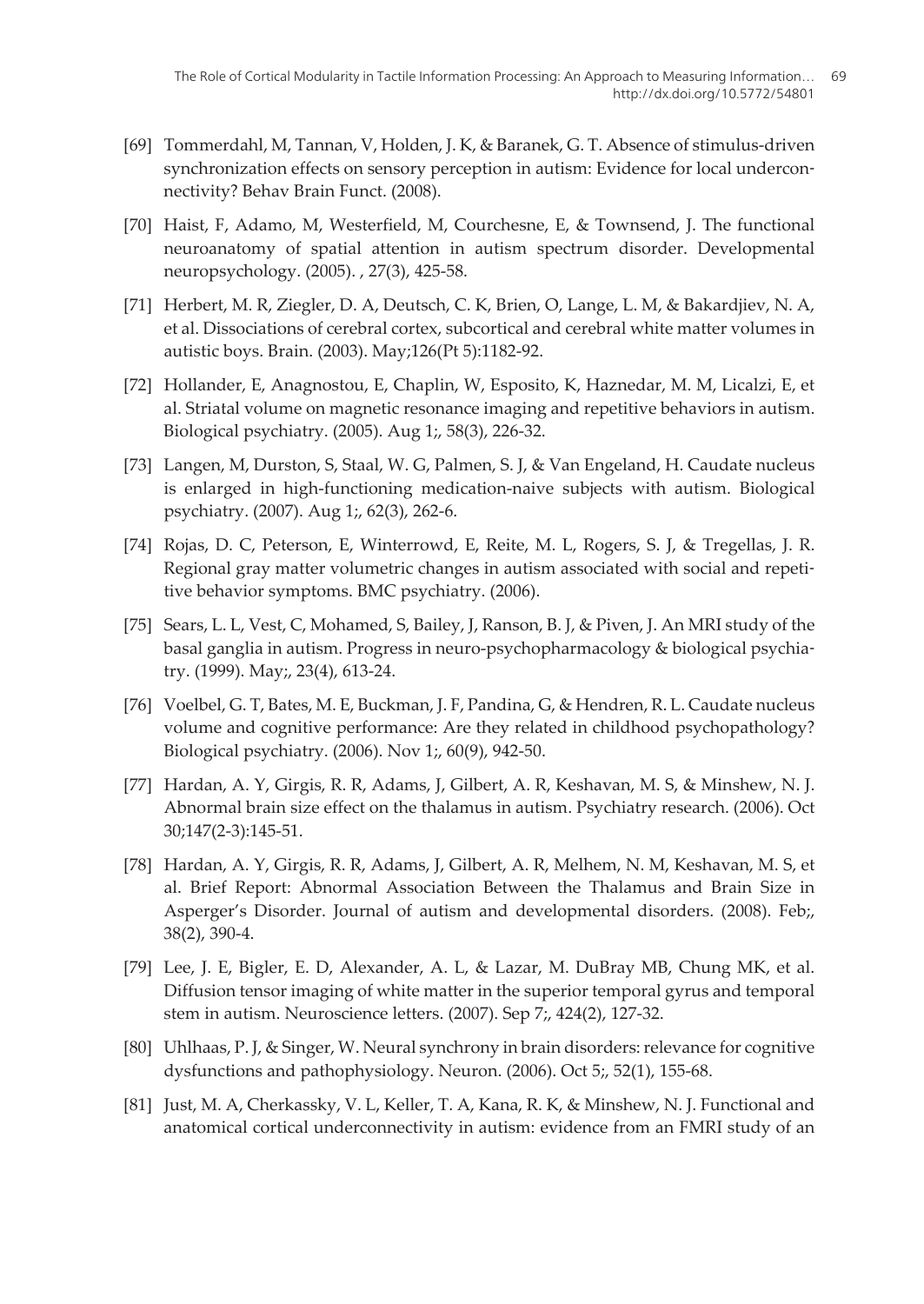[69] Tommerdahl, M, Tannan, V, Holden, J. K, & Baranek, G. T. Absence of stimulus-driven synchronization effects on sensory perception in autism: Evidence for local underconnectivity? Behav Brain Funct. (2008).

[70] Haist, F, Adamo, M, Westerfield, M, Courchesne, E, & Townsend, J. The functional neuroanatomy of spatial attention in autism spectrum disorder. Developmental neuropsychology. (2005). , 27(3), 425-58.

[71] Herbert, M. R, Ziegler, D. A, Deutsch, C. K, Brien, O, Lange, L. M, & Bakardjiev, N. A, et al. Dissociations of cerebral cortex, subcortical and cerebral white matter volumes in autistic boys. Brain. (2003). May;126(Pt 5):1182-92.

[72] Hollander, E, Anagnostou, E, Chaplin, W, Esposito, K, Haznedar, M. M, Licalzi, E, et al. Striatal volume on magnetic resonance imaging and repetitive behaviors in autism. Biological psychiatry. (2005). Aug 1;, 58(3), 226-32.

[73] Langen, M, Durston, S, Staal, W. G, Palmen, S. J, & Van Engeland, H. Caudate nucleus is enlarged in high-functioning medication-naive subjects with autism. Biological psychiatry. (2007). Aug 1;, 62(3), 262-6.

[74] Rojas, D. C, Peterson, E, Winterrowd, E, Reite, M. L, Rogers, S. J, & Tregellas, J. R. Regional gray matter volumetric changes in autism associated with social and repetitive behavior symptoms. BMC psychiatry. (2006).

[75] Sears, L. L, Vest, C, Mohamed, S, Bailey, J, Ranson, B. J, & Piven, J. An MRI study of the basal ganglia in autism. Progress in neuro-psychopharmacology & biological psychiatry. (1999). May;, 23(4), 613-24.

[76] Voelbel, G. T, Bates, M. E, Buckman, J. F, Pandina, G, & Hendren, R. L. Caudate nucleus volume and cognitive performance: Are they related in childhood psychopathology? Biological psychiatry. (2006). Nov 1;, 60(9), 942-50.

[77] Hardan, A. Y, Girgis, R. R, Adams, J, Gilbert, A. R, Keshavan, M. S, & Minshew, N. J. Abnormal brain size effect on the thalamus in autism. Psychiatry research. (2006). Oct 30;147(2-3):145-51.

[78] Hardan, A. Y, Girgis, R. R, Adams, J, Gilbert, A. R, Melhem, N. M, Keshavan, M. S, et al. Brief Report: Abnormal Association Between the Thalamus and Brain Size in Asperger's Disorder. Journal of autism and developmental disorders. (2008). Feb;, 38(2), 390-4.

[79] Lee, J. E, Bigler, E. D, Alexander, A. L, & Lazar, M. DuBray MB, Chung MK, et al. Diffusion tensor imaging of white matter in the superior temporal gyrus and temporal stem in autism. Neuroscience letters. (2007). Sep 7;, 424(2), 127-32.

[80] Uhlhaas, P. J, & Singer, W. Neural synchrony in brain disorders: relevance for cognitive dysfunctions and pathophysiology. Neuron. (2006). Oct 5;, 52(1), 155-68.

[81] Just, M. A, Cherkassky, V. L, Keller, T. A, Kana, R. K, & Minshew, N. J. Functional and anatomical cortical underconnectivity in autism: evidence from an FMRI study of an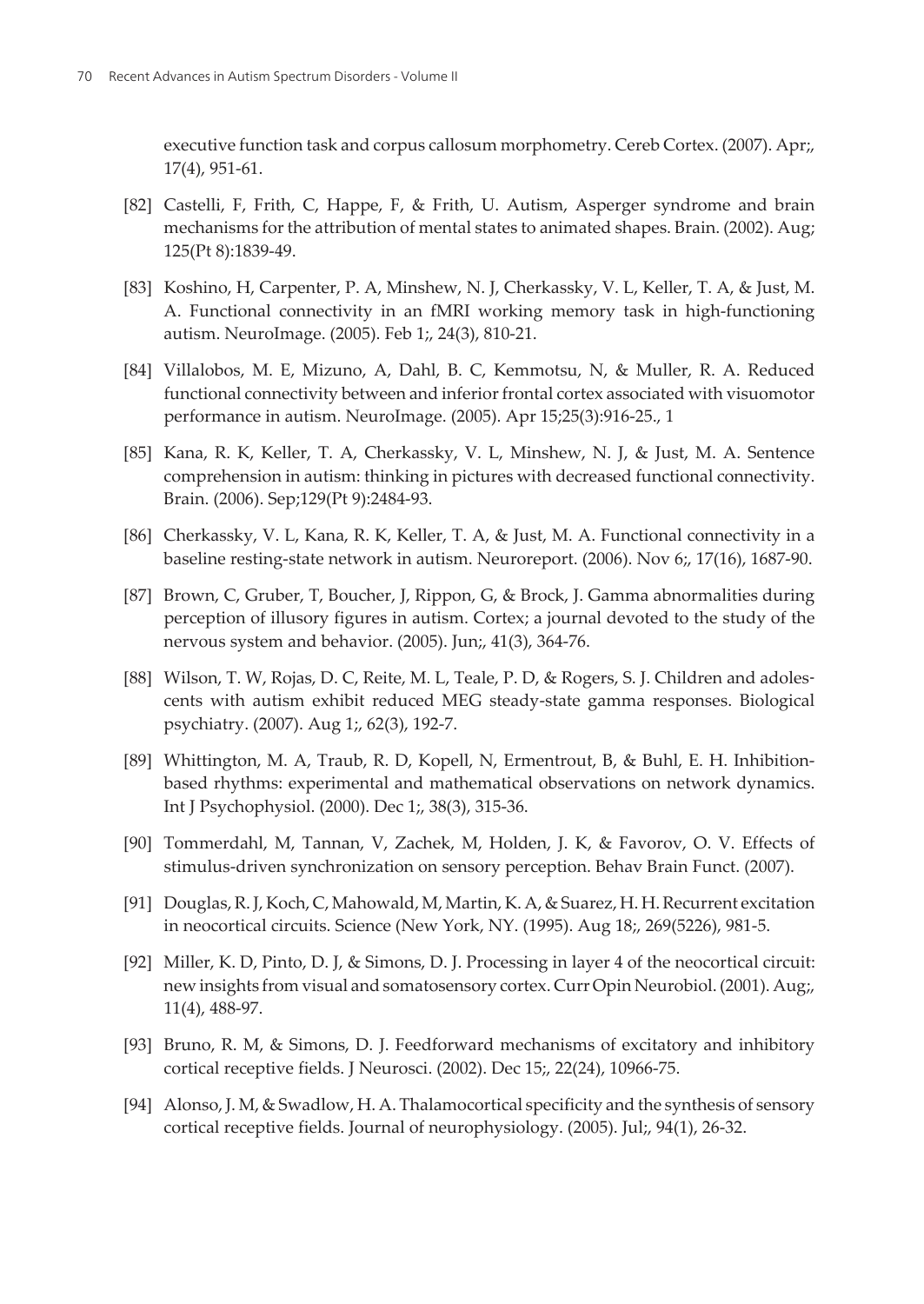executive function task and corpus callosum morphometry. Cereb Cortex. (2007). Apr;, 17(4), 951-61.

[82] Castelli, F, Frith, C, Happe, F, & Frith, U. Autism, Asperger syndrome and brain mechanisms for the attribution of mental states to animated shapes. Brain. (2002). Aug; 125(Pt 8):1839-49.

[83] Koshino, H, Carpenter, P. A, Minshew, N. J, Cherkassky, V. L, Keller, T. A, & Just, M. A. Functional connectivity in an fMRI working memory task in high-functioning autism. NeuroImage. (2005). Feb 1;, 24(3), 810-21.

[84] Villalobos, M. E, Mizuno, A, Dahl, B. C, Kemmotsu, N, & Muller, R. A. Reduced functional connectivity between and inferior frontal cortex associated with visuomotor performance in autism. NeuroImage. (2005). Apr 15;25(3):916-25., 1

[85] Kana, R. K, Keller, T. A, Cherkassky, V. L, Minshew, N. J, & Just, M. A. Sentence comprehension in autism: thinking in pictures with decreased functional connectivity. Brain. (2006). Sep;129(Pt 9):2484-93.

[86] Cherkassky, V. L, Kana, R. K, Keller, T. A, & Just, M. A. Functional connectivity in a baseline resting-state network in autism. Neuroreport. (2006). Nov 6;, 17(16), 1687-90.

[87] Brown, C, Gruber, T, Boucher, J, Rippon, G, & Brock, J. Gamma abnormalities during perception of illusory figures in autism. Cortex; a journal devoted to the study of the nervous system and behavior. (2005). Jun;, 41(3), 364-76.

[88] Wilson, T. W, Rojas, D. C, Reite, M. L, Teale, P. D, & Rogers, S. J. Children and adolescents with autism exhibit reduced MEG steady-state gamma responses. Biological psychiatry. (2007). Aug 1;, 62(3), 192-7.

[89] Whittington, M. A, Traub, R. D, Kopell, N, Ermentrout, B, & Buhl, E. H. Inhibition-based rhythms: experimental and mathematical observations on network dynamics. Int J Psychophysiol. (2000). Dec 1;, 38(3), 315-36.

[90] Tommerdahl, M, Tannan, V, Zachek, M, Holden, J. K, & Favorov, O. V. Effects of stimulus-driven synchronization on sensory perception. Behav Brain Funct. (2007).

[91] Douglas, R. J, Koch, C, Mahowald, M, Martin, K. A, & Suarez, H. H. Recurrent excitation in neocortical circuits. Science (New York, NY. (1995). Aug 18;, 269(5226), 981-5.

[92] Miller, K. D, Pinto, D. J, & Simons, D. J. Processing in layer 4 of the neocortical circuit: new insights from visual and somatosensory cortex. Curr Opin Neurobiol. (2001). Aug;, 11(4), 488-97.

[93] Bruno, R. M, & Simons, D. J. Feedforward mechanisms of excitatory and inhibitory cortical receptive fields. J Neurosci. (2002). Dec 15;, 22(24), 10966-75.

[94] Alonso, J. M, & Swadlow, H. A. Thalamocortical specificity and the synthesis of sensory cortical receptive fields. Journal of neurophysiology. (2005). Jul;, 94(1), 26-32.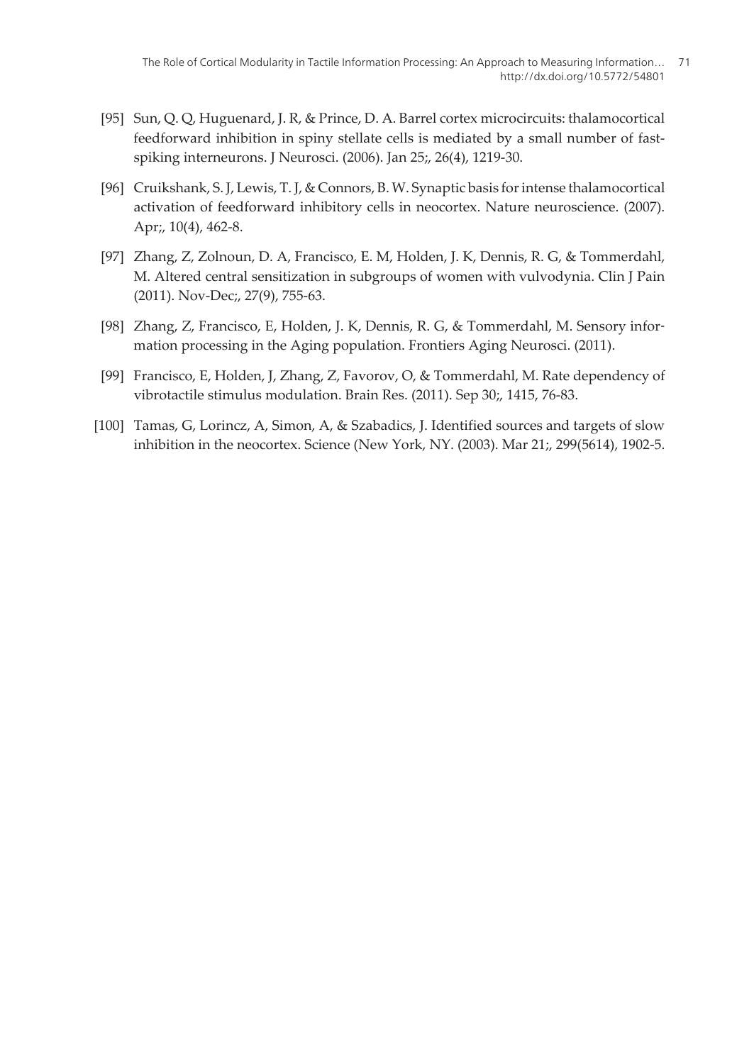[95] Sun, Q. Q, Huguenard, J. R, & Prince, D. A. Barrel cortex microcircuits: thalamocortical feedforward inhibition in spiny stellate cells is mediated by a small number of fast-spiking interneurons. J Neurosci. (2006). Jan 25;, 26(4), 1219-30.

[96] Cruikshank, S. J, Lewis, T. J, & Connors, B. W. Synaptic basis for intense thalamocortical activation of feedforward inhibitory cells in neocortex. Nature neuroscience. (2007). Apr;, 10(4), 462-8.

[97] Zhang, Z, Zolnoun, D. A, Francisco, E. M, Holden, J. K, Dennis, R. G, & Tommerdahl, M. Altered central sensitization in subgroups of women with vulvodynia. Clin J Pain (2011). Nov-Dec;, 27(9), 755-63.

[98] Zhang, Z, Francisco, E, Holden, J. K, Dennis, R. G, & Tommerdahl, M. Sensory information processing in the Aging population. Frontiers Aging Neurosci. (2011).

[99] Francisco, E, Holden, J, Zhang, Z, Favorov, O, & Tommerdahl, M. Rate dependency of vibrotactile stimulus modulation. Brain Res. (2011). Sep 30;, 1415, 76-83.

[100] Tamas, G, Lorincz, A, Simon, A, & Szabadics, J. Identified sources and targets of slow inhibition in the neocortex. Science (New York, NY. (2003). Mar 21;, 299(5614), 1902-5.